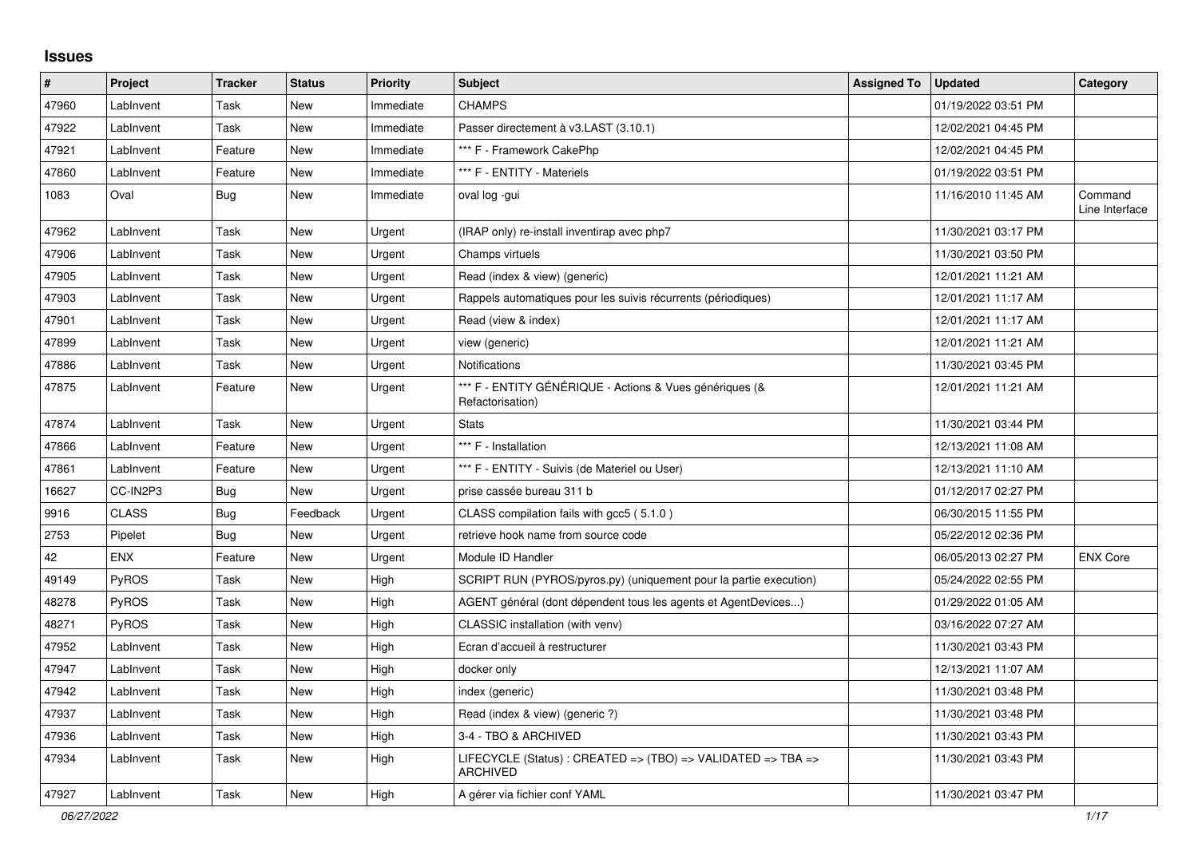# Issues

| # | Project | Tracker | Status | Priority | Subject | Assigned To | Updated | Category |
|---|---|---|---|---|---|---|---|---|
| 47960 | LabInvent | Task | New | Immediate | CHAMPS | | 01/19/2022 03:51 PM | |
| 47922 | LabInvent | Task | New | Immediate | Passer directement à v3.LAST (3.10.1) | | 12/02/2021 04:45 PM | |
| 47921 | LabInvent | Feature | New | Immediate | *** F - Framework CakePhp | | 12/02/2021 04:45 PM | |
| 47860 | LabInvent | Feature | New | Immediate | *** F - ENTITY - Materiels | | 01/19/2022 03:51 PM | |
| 1083 | Oval | Bug | New | Immediate | oval log -gui | | 11/16/2010 11:45 AM | Command Line Interface |
| 47962 | LabInvent | Task | New | Urgent | (IRAP only) re-install inventirap avec php7 | | 11/30/2021 03:17 PM | |
| 47906 | LabInvent | Task | New | Urgent | Champs virtuels | | 11/30/2021 03:50 PM | |
| 47905 | LabInvent | Task | New | Urgent | Read (index & view) (generic) | | 12/01/2021 11:21 AM | |
| 47903 | LabInvent | Task | New | Urgent | Rappels automatiques pour les suivis récurrents (périodiques) | | 12/01/2021 11:17 AM | |
| 47901 | LabInvent | Task | New | Urgent | Read (view & index) | | 12/01/2021 11:17 AM | |
| 47899 | LabInvent | Task | New | Urgent | view (generic) | | 12/01/2021 11:21 AM | |
| 47886 | LabInvent | Task | New | Urgent | Notifications | | 11/30/2021 03:45 PM | |
| 47875 | LabInvent | Feature | New | Urgent | *** F - ENTITY GÉNÉRIQUE - Actions & Vues génériques (& Refactorisation) | | 12/01/2021 11:21 AM | |
| 47874 | LabInvent | Task | New | Urgent | Stats | | 11/30/2021 03:44 PM | |
| 47866 | LabInvent | Feature | New | Urgent | *** F - Installation | | 12/13/2021 11:08 AM | |
| 47861 | LabInvent | Feature | New | Urgent | *** F - ENTITY - Suivis (de Materiel ou User) | | 12/13/2021 11:10 AM | |
| 16627 | CC-IN2P3 | Bug | New | Urgent | prise cassée bureau 311 b | | 01/12/2017 02:27 PM | |
| 9916 | CLASS | Bug | Feedback | Urgent | CLASS compilation fails with gcc5 ( 5.1.0 ) | | 06/30/2015 11:55 PM | |
| 2753 | Pipelet | Bug | New | Urgent | retrieve hook name from source code | | 05/22/2012 02:36 PM | |
| 42 | ENX | Feature | New | Urgent | Module ID Handler | | 06/05/2013 02:27 PM | ENX Core |
| 49149 | PyROS | Task | New | High | SCRIPT RUN (PYROS/pyros.py) (uniquement pour la partie execution) | | 05/24/2022 02:55 PM | |
| 48278 | PyROS | Task | New | High | AGENT général (dont dépendent tous les agents et AgentDevices...) | | 01/29/2022 01:05 AM | |
| 48271 | PyROS | Task | New | High | CLASSIC installation (with venv) | | 03/16/2022 07:27 AM | |
| 47952 | LabInvent | Task | New | High | Ecran d'accueil à restructurer | | 11/30/2021 03:43 PM | |
| 47947 | LabInvent | Task | New | High | docker only | | 12/13/2021 11:07 AM | |
| 47942 | LabInvent | Task | New | High | index (generic) | | 11/30/2021 03:48 PM | |
| 47937 | LabInvent | Task | New | High | Read (index & view) (generic ?) | | 11/30/2021 03:48 PM | |
| 47936 | LabInvent | Task | New | High | 3-4 - TBO & ARCHIVED | | 11/30/2021 03:43 PM | |
| 47934 | LabInvent | Task | New | High | LIFECYCLE (Status) : CREATED => (TBO) => VALIDATED => TBA => ARCHIVED | | 11/30/2021 03:43 PM | |
| 47927 | LabInvent | Task | New | High | A gérer via fichier conf YAML | | 11/30/2021 03:47 PM | |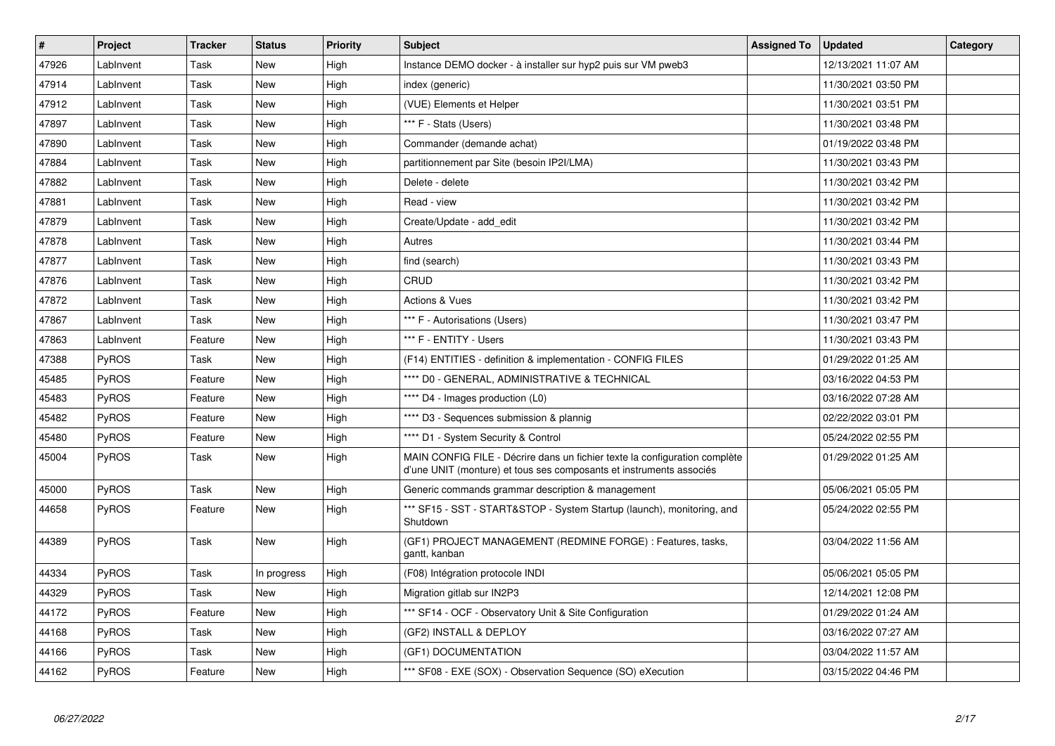| # | Project | Tracker | Status | Priority | Subject | Assigned To | Updated | Category |
|---|---|---|---|---|---|---|---|---|
| 47926 | LabInvent | Task | New | High | Instance DEMO docker - à installer sur hyp2 puis sur VM pweb3 | | 12/13/2021 11:07 AM | |
| 47914 | LabInvent | Task | New | High | index (generic) | | 11/30/2021 03:50 PM | |
| 47912 | LabInvent | Task | New | High | (VUE) Elements et Helper | | 11/30/2021 03:51 PM | |
| 47897 | LabInvent | Task | New | High | *** F - Stats (Users) | | 11/30/2021 03:48 PM | |
| 47890 | LabInvent | Task | New | High | Commander (demande achat) | | 01/19/2022 03:48 PM | |
| 47884 | LabInvent | Task | New | High | partitionnement par Site (besoin IP2I/LMA) | | 11/30/2021 03:43 PM | |
| 47882 | LabInvent | Task | New | High | Delete - delete | | 11/30/2021 03:42 PM | |
| 47881 | LabInvent | Task | New | High | Read - view | | 11/30/2021 03:42 PM | |
| 47879 | LabInvent | Task | New | High | Create/Update - add_edit | | 11/30/2021 03:42 PM | |
| 47878 | LabInvent | Task | New | High | Autres | | 11/30/2021 03:44 PM | |
| 47877 | LabInvent | Task | New | High | find (search) | | 11/30/2021 03:43 PM | |
| 47876 | LabInvent | Task | New | High | CRUD | | 11/30/2021 03:42 PM | |
| 47872 | LabInvent | Task | New | High | Actions & Vues | | 11/30/2021 03:42 PM | |
| 47867 | LabInvent | Task | New | High | *** F - Autorisations (Users) | | 11/30/2021 03:47 PM | |
| 47863 | LabInvent | Feature | New | High | *** F - ENTITY - Users | | 11/30/2021 03:43 PM | |
| 47388 | PyROS | Task | New | High | (F14) ENTITIES - definition & implementation - CONFIG FILES | | 01/29/2022 01:25 AM | |
| 45485 | PyROS | Feature | New | High | **** D0 - GENERAL, ADMINISTRATIVE & TECHNICAL | | 03/16/2022 04:53 PM | |
| 45483 | PyROS | Feature | New | High | **** D4 - Images production (L0) | | 03/16/2022 07:28 AM | |
| 45482 | PyROS | Feature | New | High | **** D3 - Sequences submission & plannig | | 02/22/2022 03:01 PM | |
| 45480 | PyROS | Feature | New | High | **** D1 - System Security & Control | | 05/24/2022 02:55 PM | |
| 45004 | PyROS | Task | New | High | MAIN CONFIG FILE - Décrire dans un fichier texte la configuration complète d'une UNIT (monture) et tous ses composants et instruments associés | | 01/29/2022 01:25 AM | |
| 45000 | PyROS | Task | New | High | Generic commands grammar description & management | | 05/06/2021 05:05 PM | |
| 44658 | PyROS | Feature | New | High | *** SF15 - SST - START&STOP - System Startup (launch), monitoring, and Shutdown | | 05/24/2022 02:55 PM | |
| 44389 | PyROS | Task | New | High | (GF1) PROJECT MANAGEMENT (REDMINE FORGE) : Features, tasks, gantt, kanban | | 03/04/2022 11:56 AM | |
| 44334 | PyROS | Task | In progress | High | (F08) Intégration protocole INDI | | 05/06/2021 05:05 PM | |
| 44329 | PyROS | Task | New | High | Migration gitlab sur IN2P3 | | 12/14/2021 12:08 PM | |
| 44172 | PyROS | Feature | New | High | *** SF14 - OCF - Observatory Unit & Site Configuration | | 01/29/2022 01:24 AM | |
| 44168 | PyROS | Task | New | High | (GF2) INSTALL & DEPLOY | | 03/16/2022 07:27 AM | |
| 44166 | PyROS | Task | New | High | (GF1) DOCUMENTATION | | 03/04/2022 11:57 AM | |
| 44162 | PyROS | Feature | New | High | *** SF08 - EXE (SOX) - Observation Sequence (SO) eXecution | | 03/15/2022 04:46 PM | |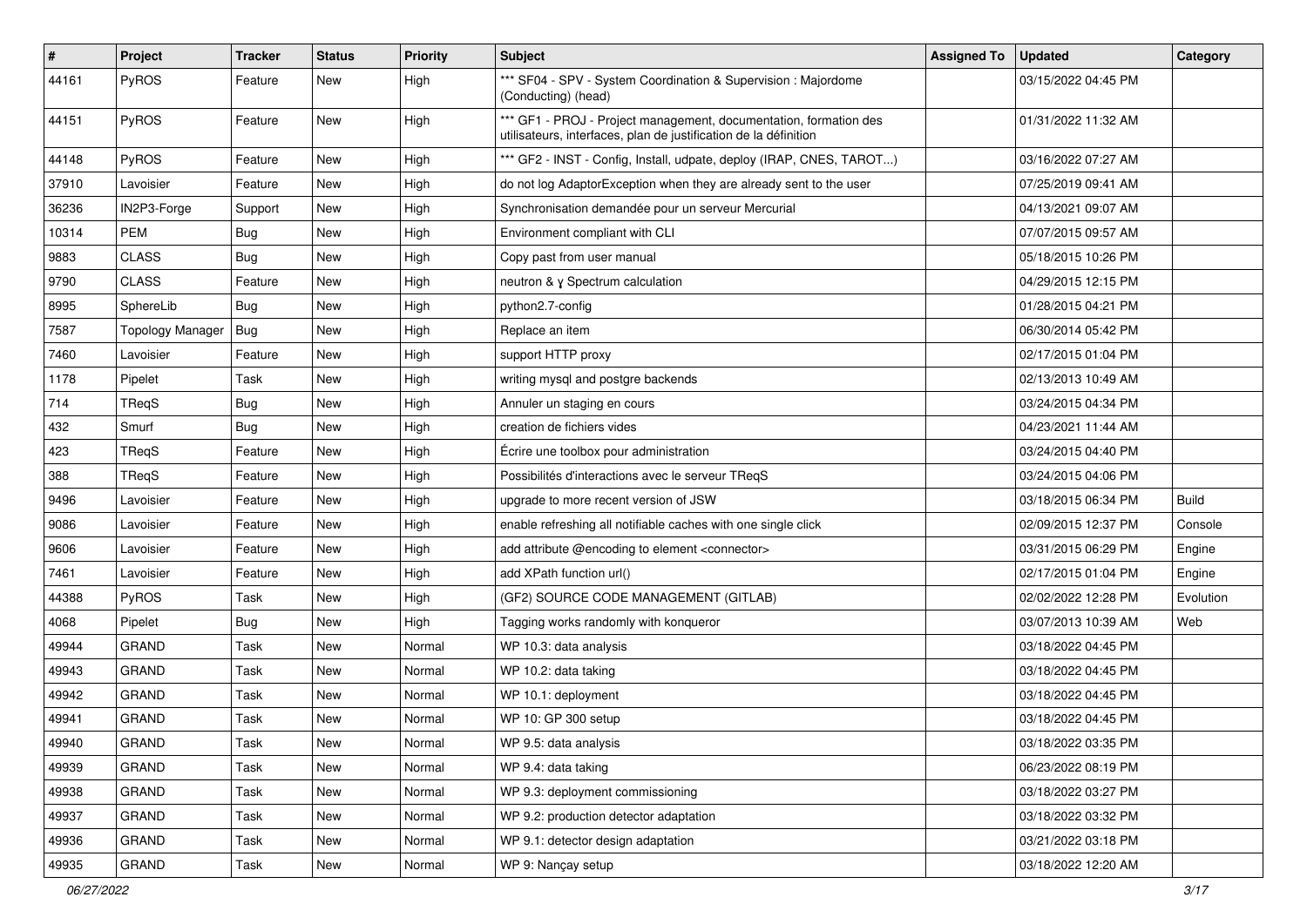| # | Project | Tracker | Status | Priority | Subject | Assigned To | Updated | Category |
|---|---|---|---|---|---|---|---|---|
| 44161 | PyROS | Feature | New | High | *** SF04 - SPV - System Coordination & Supervision : Majordome (Conducting) (head) | | 03/15/2022 04:45 PM | |
| 44151 | PyROS | Feature | New | High | *** GF1 - PROJ - Project management, documentation, formation des utilisateurs, interfaces, plan de justification de la définition | | 01/31/2022 11:32 AM | |
| 44148 | PyROS | Feature | New | High | *** GF2 - INST - Config, Install, udpate, deploy (IRAP, CNES, TAROT...) | | 03/16/2022 07:27 AM | |
| 37910 | Lavoisier | Feature | New | High | do not log AdaptorException when they are already sent to the user | | 07/25/2019 09:41 AM | |
| 36236 | IN2P3-Forge | Support | New | High | Synchronisation demandée pour un serveur Mercurial | | 04/13/2021 09:07 AM | |
| 10314 | PEM | Bug | New | High | Environment compliant with CLI | | 07/07/2015 09:57 AM | |
| 9883 | CLASS | Bug | New | High | Copy past from user manual | | 05/18/2015 10:26 PM | |
| 9790 | CLASS | Feature | New | High | neutron & γ Spectrum calculation | | 04/29/2015 12:15 PM | |
| 8995 | SphereLib | Bug | New | High | python2.7-config | | 01/28/2015 04:21 PM | |
| 7587 | Topology Manager | Bug | New | High | Replace an item | | 06/30/2014 05:42 PM | |
| 7460 | Lavoisier | Feature | New | High | support HTTP proxy | | 02/17/2015 01:04 PM | |
| 1178 | Pipelet | Task | New | High | writing mysql and postgre backends | | 02/13/2013 10:49 AM | |
| 714 | TReqS | Bug | New | High | Annuler un staging en cours | | 03/24/2015 04:34 PM | |
| 432 | Smurf | Bug | New | High | creation de fichiers vides | | 04/23/2021 11:44 AM | |
| 423 | TReqS | Feature | New | High | Écrire une toolbox pour administration | | 03/24/2015 04:40 PM | |
| 388 | TReqS | Feature | New | High | Possibilités d'interactions avec le serveur TReqS | | 03/24/2015 04:06 PM | |
| 9496 | Lavoisier | Feature | New | High | upgrade to more recent version of JSW | | 03/18/2015 06:34 PM | Build |
| 9086 | Lavoisier | Feature | New | High | enable refreshing all notifiable caches with one single click | | 02/09/2015 12:37 PM | Console |
| 9606 | Lavoisier | Feature | New | High | add attribute @encoding to element <connector> | | 03/31/2015 06:29 PM | Engine |
| 7461 | Lavoisier | Feature | New | High | add XPath function url() | | 02/17/2015 01:04 PM | Engine |
| 44388 | PyROS | Task | New | High | (GF2) SOURCE CODE MANAGEMENT (GITLAB) | | 02/02/2022 12:28 PM | Evolution |
| 4068 | Pipelet | Bug | New | High | Tagging works randomly with konqueror | | 03/07/2013 10:39 AM | Web |
| 49944 | GRAND | Task | New | Normal | WP 10.3: data analysis | | 03/18/2022 04:45 PM | |
| 49943 | GRAND | Task | New | Normal | WP 10.2: data taking | | 03/18/2022 04:45 PM | |
| 49942 | GRAND | Task | New | Normal | WP 10.1: deployment | | 03/18/2022 04:45 PM | |
| 49941 | GRAND | Task | New | Normal | WP 10: GP 300 setup | | 03/18/2022 04:45 PM | |
| 49940 | GRAND | Task | New | Normal | WP 9.5: data analysis | | 03/18/2022 03:35 PM | |
| 49939 | GRAND | Task | New | Normal | WP 9.4: data taking | | 06/23/2022 08:19 PM | |
| 49938 | GRAND | Task | New | Normal | WP 9.3: deployment commissioning | | 03/18/2022 03:27 PM | |
| 49937 | GRAND | Task | New | Normal | WP 9.2: production detector adaptation | | 03/18/2022 03:32 PM | |
| 49936 | GRAND | Task | New | Normal | WP 9.1: detector design adaptation | | 03/21/2022 03:18 PM | |
| 49935 | GRAND | Task | New | Normal | WP 9: Nançay setup | | 03/18/2022 12:20 AM | |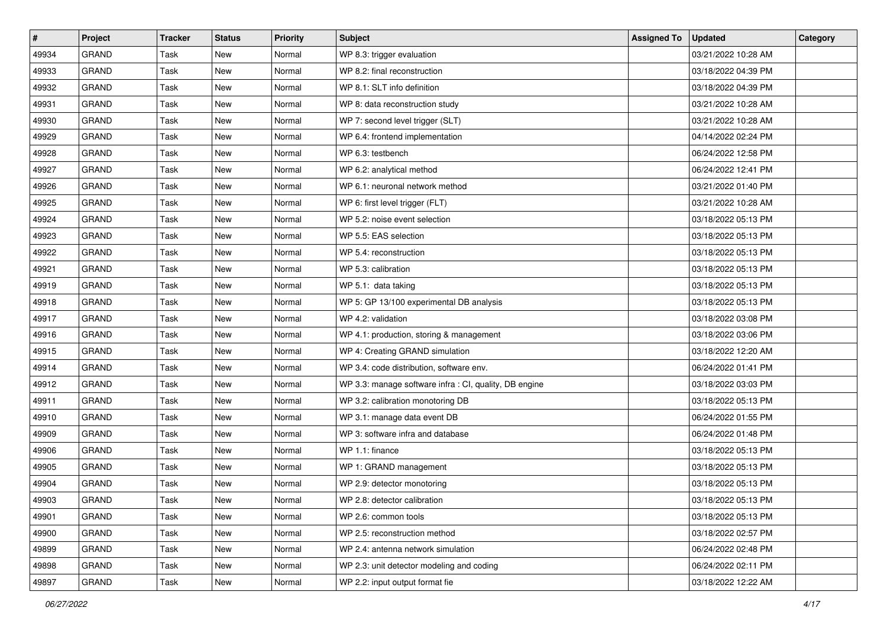| # | Project | Tracker | Status | Priority | Subject | Assigned To | Updated | Category |
|---|---|---|---|---|---|---|---|---|
| 49934 | GRAND | Task | New | Normal | WP 8.3: trigger evaluation | | 03/21/2022 10:28 AM | |
| 49933 | GRAND | Task | New | Normal | WP 8.2: final reconstruction | | 03/18/2022 04:39 PM | |
| 49932 | GRAND | Task | New | Normal | WP 8.1: SLT info definition | | 03/18/2022 04:39 PM | |
| 49931 | GRAND | Task | New | Normal | WP 8: data reconstruction study | | 03/21/2022 10:28 AM | |
| 49930 | GRAND | Task | New | Normal | WP 7: second level trigger (SLT) | | 03/21/2022 10:28 AM | |
| 49929 | GRAND | Task | New | Normal | WP 6.4: frontend implementation | | 04/14/2022 02:24 PM | |
| 49928 | GRAND | Task | New | Normal | WP 6.3: testbench | | 06/24/2022 12:58 PM | |
| 49927 | GRAND | Task | New | Normal | WP 6.2: analytical method | | 06/24/2022 12:41 PM | |
| 49926 | GRAND | Task | New | Normal | WP 6.1: neuronal network method | | 03/21/2022 01:40 PM | |
| 49925 | GRAND | Task | New | Normal | WP 6: first level trigger (FLT) | | 03/21/2022 10:28 AM | |
| 49924 | GRAND | Task | New | Normal | WP 5.2: noise event selection | | 03/18/2022 05:13 PM | |
| 49923 | GRAND | Task | New | Normal | WP 5.5: EAS selection | | 03/18/2022 05:13 PM | |
| 49922 | GRAND | Task | New | Normal | WP 5.4: reconstruction | | 03/18/2022 05:13 PM | |
| 49921 | GRAND | Task | New | Normal | WP 5.3: calibration | | 03/18/2022 05:13 PM | |
| 49919 | GRAND | Task | New | Normal | WP 5.1: data taking | | 03/18/2022 05:13 PM | |
| 49918 | GRAND | Task | New | Normal | WP 5: GP 13/100 experimental DB analysis | | 03/18/2022 05:13 PM | |
| 49917 | GRAND | Task | New | Normal | WP 4.2: validation | | 03/18/2022 03:08 PM | |
| 49916 | GRAND | Task | New | Normal | WP 4.1: production, storing & management | | 03/18/2022 03:06 PM | |
| 49915 | GRAND | Task | New | Normal | WP 4: Creating GRAND simulation | | 03/18/2022 12:20 AM | |
| 49914 | GRAND | Task | New | Normal | WP 3.4: code distribution, software env. | | 06/24/2022 01:41 PM | |
| 49912 | GRAND | Task | New | Normal | WP 3.3: manage software infra : CI, quality, DB engine | | 03/18/2022 03:03 PM | |
| 49911 | GRAND | Task | New | Normal | WP 3.2: calibration monotoring DB | | 03/18/2022 05:13 PM | |
| 49910 | GRAND | Task | New | Normal | WP 3.1: manage data event DB | | 06/24/2022 01:55 PM | |
| 49909 | GRAND | Task | New | Normal | WP 3: software infra and database | | 06/24/2022 01:48 PM | |
| 49906 | GRAND | Task | New | Normal | WP 1.1: finance | | 03/18/2022 05:13 PM | |
| 49905 | GRAND | Task | New | Normal | WP 1: GRAND management | | 03/18/2022 05:13 PM | |
| 49904 | GRAND | Task | New | Normal | WP 2.9: detector monotoring | | 03/18/2022 05:13 PM | |
| 49903 | GRAND | Task | New | Normal | WP 2.8: detector calibration | | 03/18/2022 05:13 PM | |
| 49901 | GRAND | Task | New | Normal | WP 2.6: common tools | | 03/18/2022 05:13 PM | |
| 49900 | GRAND | Task | New | Normal | WP 2.5: reconstruction method | | 03/18/2022 02:57 PM | |
| 49899 | GRAND | Task | New | Normal | WP 2.4: antenna network simulation | | 06/24/2022 02:48 PM | |
| 49898 | GRAND | Task | New | Normal | WP 2.3: unit detector modeling and coding | | 06/24/2022 02:11 PM | |
| 49897 | GRAND | Task | New | Normal | WP 2.2: input output format fie | | 03/18/2022 12:22 AM | |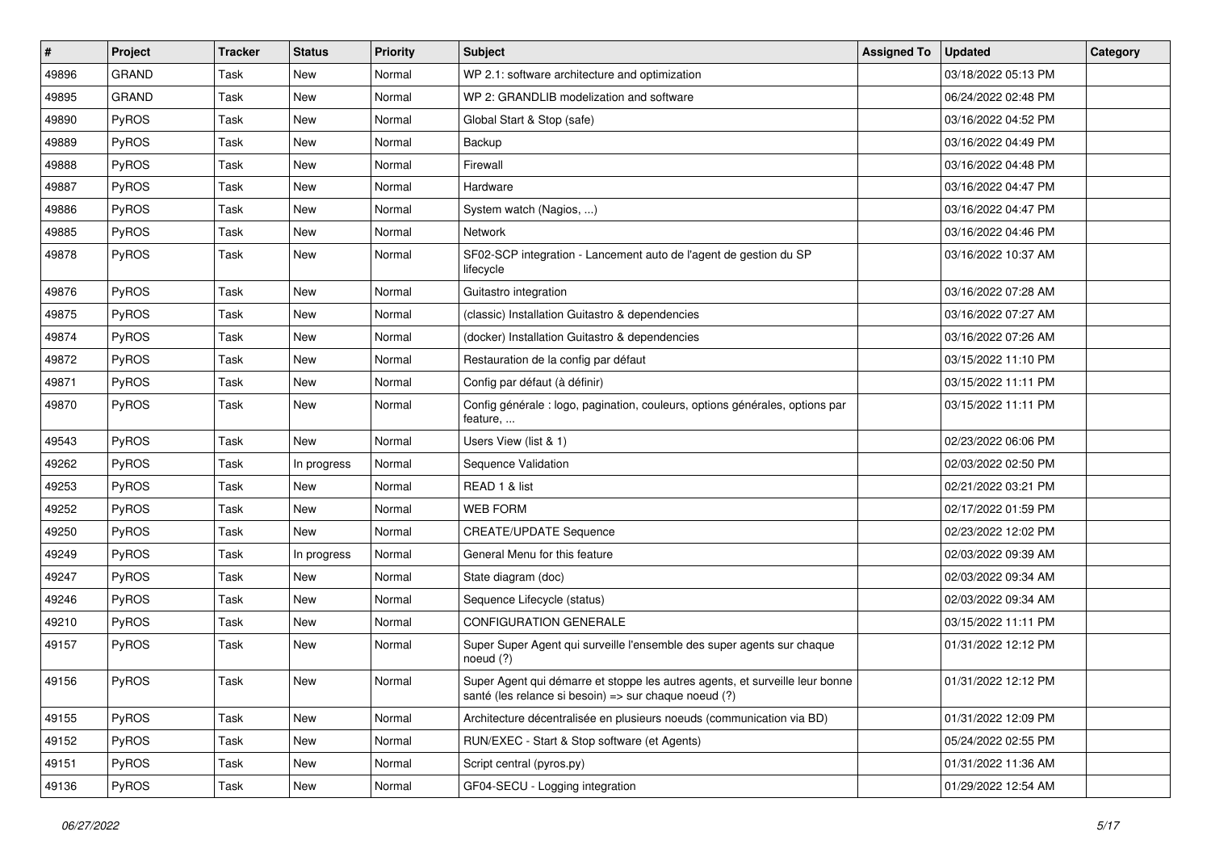| # | Project | Tracker | Status | Priority | Subject | Assigned To | Updated | Category |
|---|---|---|---|---|---|---|---|---|
| 49896 | GRAND | Task | New | Normal | WP 2.1: software architecture and optimization | | 03/18/2022 05:13 PM | |
| 49895 | GRAND | Task | New | Normal | WP 2: GRANDLIB modelization and software | | 06/24/2022 02:48 PM | |
| 49890 | PyROS | Task | New | Normal | Global Start & Stop (safe) | | 03/16/2022 04:52 PM | |
| 49889 | PyROS | Task | New | Normal | Backup | | 03/16/2022 04:49 PM | |
| 49888 | PyROS | Task | New | Normal | Firewall | | 03/16/2022 04:48 PM | |
| 49887 | PyROS | Task | New | Normal | Hardware | | 03/16/2022 04:47 PM | |
| 49886 | PyROS | Task | New | Normal | System watch (Nagios, ...) | | 03/16/2022 04:47 PM | |
| 49885 | PyROS | Task | New | Normal | Network | | 03/16/2022 04:46 PM | |
| 49878 | PyROS | Task | New | Normal | SF02-SCP integration - Lancement auto de l'agent de gestion du SP lifecycle | | 03/16/2022 10:37 AM | |
| 49876 | PyROS | Task | New | Normal | Guitastro integration | | 03/16/2022 07:28 AM | |
| 49875 | PyROS | Task | New | Normal | (classic) Installation Guitastro & dependencies | | 03/16/2022 07:27 AM | |
| 49874 | PyROS | Task | New | Normal | (docker) Installation Guitastro & dependencies | | 03/16/2022 07:26 AM | |
| 49872 | PyROS | Task | New | Normal | Restauration de la config par défaut | | 03/15/2022 11:10 PM | |
| 49871 | PyROS | Task | New | Normal | Config par défaut (à définir) | | 03/15/2022 11:11 PM | |
| 49870 | PyROS | Task | New | Normal | Config générale : logo, pagination, couleurs, options générales, options par feature, ... | | 03/15/2022 11:11 PM | |
| 49543 | PyROS | Task | New | Normal | Users View (list & 1) | | 02/23/2022 06:06 PM | |
| 49262 | PyROS | Task | In progress | Normal | Sequence Validation | | 02/03/2022 02:50 PM | |
| 49253 | PyROS | Task | New | Normal | READ 1 & list | | 02/21/2022 03:21 PM | |
| 49252 | PyROS | Task | New | Normal | WEB FORM | | 02/17/2022 01:59 PM | |
| 49250 | PyROS | Task | New | Normal | CREATE/UPDATE Sequence | | 02/23/2022 12:02 PM | |
| 49249 | PyROS | Task | In progress | Normal | General Menu for this feature | | 02/03/2022 09:39 AM | |
| 49247 | PyROS | Task | New | Normal | State diagram (doc) | | 02/03/2022 09:34 AM | |
| 49246 | PyROS | Task | New | Normal | Sequence Lifecycle (status) | | 02/03/2022 09:34 AM | |
| 49210 | PyROS | Task | New | Normal | CONFIGURATION GENERALE | | 03/15/2022 11:11 PM | |
| 49157 | PyROS | Task | New | Normal | Super Super Agent qui surveille l'ensemble des super agents sur chaque noeud (?) | | 01/31/2022 12:12 PM | |
| 49156 | PyROS | Task | New | Normal | Super Agent qui démarre et stoppe les autres agents, et surveille leur bonne santé (les relance si besoin) => sur chaque noeud (?) | | 01/31/2022 12:12 PM | |
| 49155 | PyROS | Task | New | Normal | Architecture décentralisée en plusieurs noeuds (communication via BD) | | 01/31/2022 12:09 PM | |
| 49152 | PyROS | Task | New | Normal | RUN/EXEC - Start & Stop software (et Agents) | | 05/24/2022 02:55 PM | |
| 49151 | PyROS | Task | New | Normal | Script central (pyros.py) | | 01/31/2022 11:36 AM | |
| 49136 | PyROS | Task | New | Normal | GF04-SECU - Logging integration | | 01/29/2022 12:54 AM | |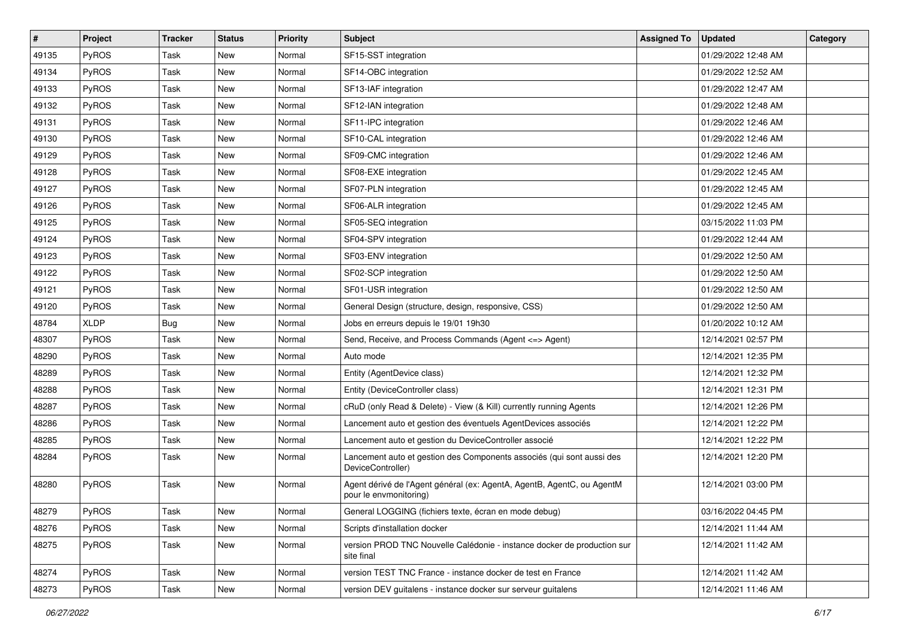| # | Project | Tracker | Status | Priority | Subject | Assigned To | Updated | Category |
|---|---|---|---|---|---|---|---|---|
| 49135 | PyROS | Task | New | Normal | SF15-SST integration | | 01/29/2022 12:48 AM | |
| 49134 | PyROS | Task | New | Normal | SF14-OBC integration | | 01/29/2022 12:52 AM | |
| 49133 | PyROS | Task | New | Normal | SF13-IAF integration | | 01/29/2022 12:47 AM | |
| 49132 | PyROS | Task | New | Normal | SF12-IAN integration | | 01/29/2022 12:48 AM | |
| 49131 | PyROS | Task | New | Normal | SF11-IPC integration | | 01/29/2022 12:46 AM | |
| 49130 | PyROS | Task | New | Normal | SF10-CAL integration | | 01/29/2022 12:46 AM | |
| 49129 | PyROS | Task | New | Normal | SF09-CMC integration | | 01/29/2022 12:46 AM | |
| 49128 | PyROS | Task | New | Normal | SF08-EXE integration | | 01/29/2022 12:45 AM | |
| 49127 | PyROS | Task | New | Normal | SF07-PLN integration | | 01/29/2022 12:45 AM | |
| 49126 | PyROS | Task | New | Normal | SF06-ALR integration | | 01/29/2022 12:45 AM | |
| 49125 | PyROS | Task | New | Normal | SF05-SEQ integration | | 03/15/2022 11:03 PM | |
| 49124 | PyROS | Task | New | Normal | SF04-SPV integration | | 01/29/2022 12:44 AM | |
| 49123 | PyROS | Task | New | Normal | SF03-ENV integration | | 01/29/2022 12:50 AM | |
| 49122 | PyROS | Task | New | Normal | SF02-SCP integration | | 01/29/2022 12:50 AM | |
| 49121 | PyROS | Task | New | Normal | SF01-USR integration | | 01/29/2022 12:50 AM | |
| 49120 | PyROS | Task | New | Normal | General Design (structure, design, responsive, CSS) | | 01/29/2022 12:50 AM | |
| 48784 | XLDP | Bug | New | Normal | Jobs en erreurs depuis le 19/01 19h30 | | 01/20/2022 10:12 AM | |
| 48307 | PyROS | Task | New | Normal | Send, Receive, and Process Commands (Agent <=> Agent) | | 12/14/2021 02:57 PM | |
| 48290 | PyROS | Task | New | Normal | Auto mode | | 12/14/2021 12:35 PM | |
| 48289 | PyROS | Task | New | Normal | Entity (AgentDevice class) | | 12/14/2021 12:32 PM | |
| 48288 | PyROS | Task | New | Normal | Entity (DeviceController class) | | 12/14/2021 12:31 PM | |
| 48287 | PyROS | Task | New | Normal | cRuD (only Read & Delete) - View (& Kill) currently running Agents | | 12/14/2021 12:26 PM | |
| 48286 | PyROS | Task | New | Normal | Lancement auto et gestion des éventuels AgentDevices associés | | 12/14/2021 12:22 PM | |
| 48285 | PyROS | Task | New | Normal | Lancement auto et gestion du DeviceController associé | | 12/14/2021 12:22 PM | |
| 48284 | PyROS | Task | New | Normal | Lancement auto et gestion des Components associés (qui sont aussi des DeviceController) | | 12/14/2021 12:20 PM | |
| 48280 | PyROS | Task | New | Normal | Agent dérivé de l'Agent général (ex: AgentA, AgentB, AgentC, ou AgentM pour le envmonitoring) | | 12/14/2021 03:00 PM | |
| 48279 | PyROS | Task | New | Normal | General LOGGING (fichiers texte, écran en mode debug) | | 03/16/2022 04:45 PM | |
| 48276 | PyROS | Task | New | Normal | Scripts d'installation docker | | 12/14/2021 11:44 AM | |
| 48275 | PyROS | Task | New | Normal | version PROD TNC Nouvelle Calédonie - instance docker de production sur site final | | 12/14/2021 11:42 AM | |
| 48274 | PyROS | Task | New | Normal | version TEST TNC France - instance docker de test en France | | 12/14/2021 11:42 AM | |
| 48273 | PyROS | Task | New | Normal | version DEV guitalens - instance docker sur serveur guitalens | | 12/14/2021 11:46 AM | |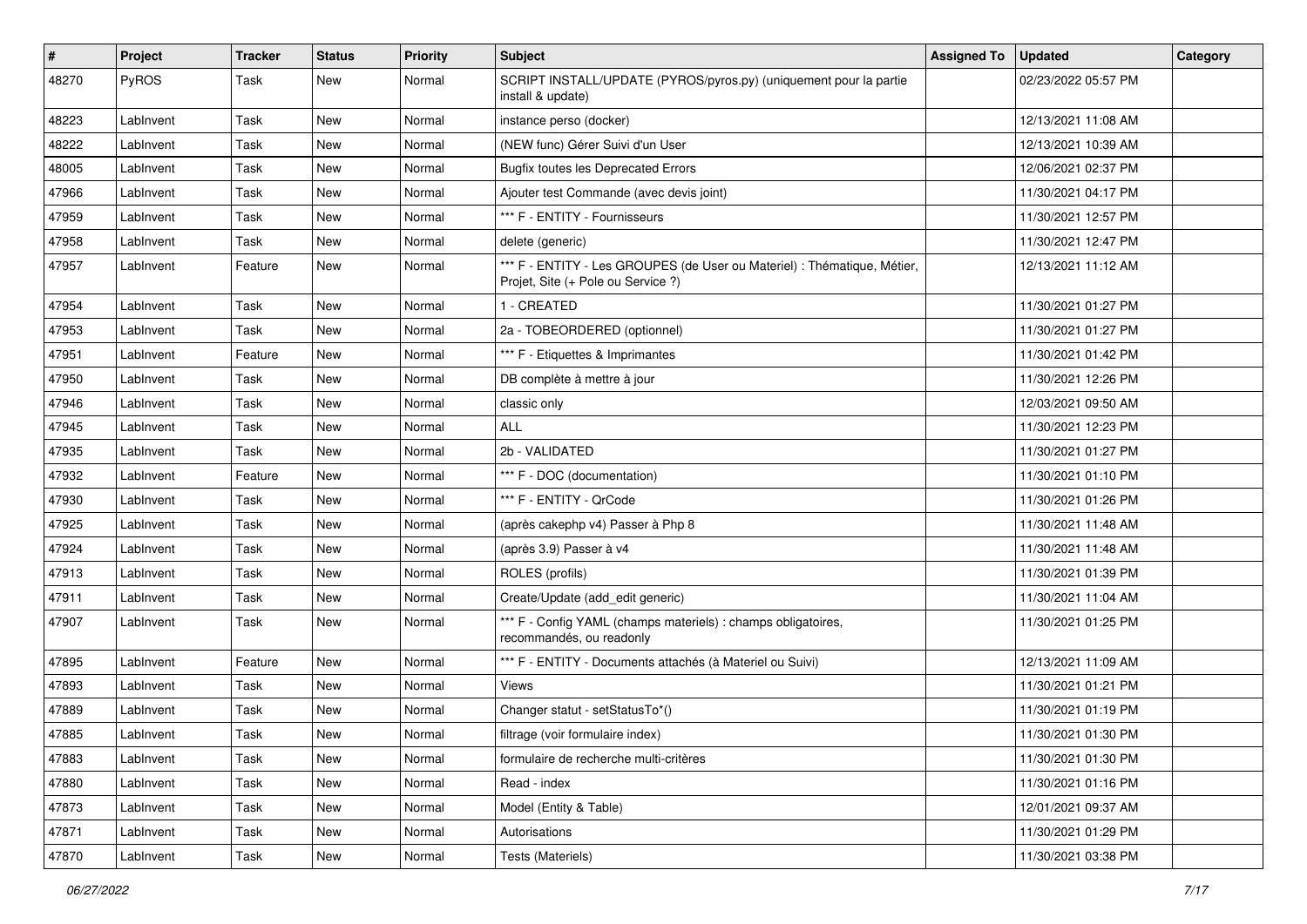| # | Project | Tracker | Status | Priority | Subject | Assigned To | Updated | Category |
|---|---|---|---|---|---|---|---|---|
| 48270 | PyROS | Task | New | Normal | SCRIPT INSTALL/UPDATE (PYROS/pyros.py) (uniquement pour la partie install & update) | | 02/23/2022 05:57 PM | |
| 48223 | LabInvent | Task | New | Normal | instance perso (docker) | | 12/13/2021 11:08 AM | |
| 48222 | LabInvent | Task | New | Normal | (NEW func) Gérer Suivi d'un User | | 12/13/2021 10:39 AM | |
| 48005 | LabInvent | Task | New | Normal | Bugfix toutes les Deprecated Errors | | 12/06/2021 02:37 PM | |
| 47966 | LabInvent | Task | New | Normal | Ajouter test Commande (avec devis joint) | | 11/30/2021 04:17 PM | |
| 47959 | LabInvent | Task | New | Normal | *** F - ENTITY - Fournisseurs | | 11/30/2021 12:57 PM | |
| 47958 | LabInvent | Task | New | Normal | delete (generic) | | 11/30/2021 12:47 PM | |
| 47957 | LabInvent | Feature | New | Normal | *** F - ENTITY - Les GROUPES (de User ou Materiel) : Thématique, Métier, Projet, Site (+ Pole ou Service ?) | | 12/13/2021 11:12 AM | |
| 47954 | LabInvent | Task | New | Normal | 1 - CREATED | | 11/30/2021 01:27 PM | |
| 47953 | LabInvent | Task | New | Normal | 2a - TOBEORDERED (optionnel) | | 11/30/2021 01:27 PM | |
| 47951 | LabInvent | Feature | New | Normal | *** F - Etiquettes & Imprimantes | | 11/30/2021 01:42 PM | |
| 47950 | LabInvent | Task | New | Normal | DB complète à mettre à jour | | 11/30/2021 12:26 PM | |
| 47946 | LabInvent | Task | New | Normal | classic only | | 12/03/2021 09:50 AM | |
| 47945 | LabInvent | Task | New | Normal | ALL | | 11/30/2021 12:23 PM | |
| 47935 | LabInvent | Task | New | Normal | 2b - VALIDATED | | 11/30/2021 01:27 PM | |
| 47932 | LabInvent | Feature | New | Normal | *** F - DOC (documentation) | | 11/30/2021 01:10 PM | |
| 47930 | LabInvent | Task | New | Normal | *** F - ENTITY - QrCode | | 11/30/2021 01:26 PM | |
| 47925 | LabInvent | Task | New | Normal | (après cakephp v4) Passer à Php 8 | | 11/30/2021 11:48 AM | |
| 47924 | LabInvent | Task | New | Normal | (après 3.9) Passer à v4 | | 11/30/2021 11:48 AM | |
| 47913 | LabInvent | Task | New | Normal | ROLES (profils) | | 11/30/2021 01:39 PM | |
| 47911 | LabInvent | Task | New | Normal | Create/Update (add_edit generic) | | 11/30/2021 11:04 AM | |
| 47907 | LabInvent | Task | New | Normal | *** F - Config YAML (champs materiels) : champs obligatoires, recommandés, ou readonly | | 11/30/2021 01:25 PM | |
| 47895 | LabInvent | Feature | New | Normal | *** F - ENTITY - Documents attachés (à Materiel ou Suivi) | | 12/13/2021 11:09 AM | |
| 47893 | LabInvent | Task | New | Normal | Views | | 11/30/2021 01:21 PM | |
| 47889 | LabInvent | Task | New | Normal | Changer statut - setStatusTo*() | | 11/30/2021 01:19 PM | |
| 47885 | LabInvent | Task | New | Normal | filtrage (voir formulaire index) | | 11/30/2021 01:30 PM | |
| 47883 | LabInvent | Task | New | Normal | formulaire de recherche multi-critères | | 11/30/2021 01:30 PM | |
| 47880 | LabInvent | Task | New | Normal | Read - index | | 11/30/2021 01:16 PM | |
| 47873 | LabInvent | Task | New | Normal | Model (Entity & Table) | | 12/01/2021 09:37 AM | |
| 47871 | LabInvent | Task | New | Normal | Autorisations | | 11/30/2021 01:29 PM | |
| 47870 | LabInvent | Task | New | Normal | Tests (Materiels) | | 11/30/2021 03:38 PM | |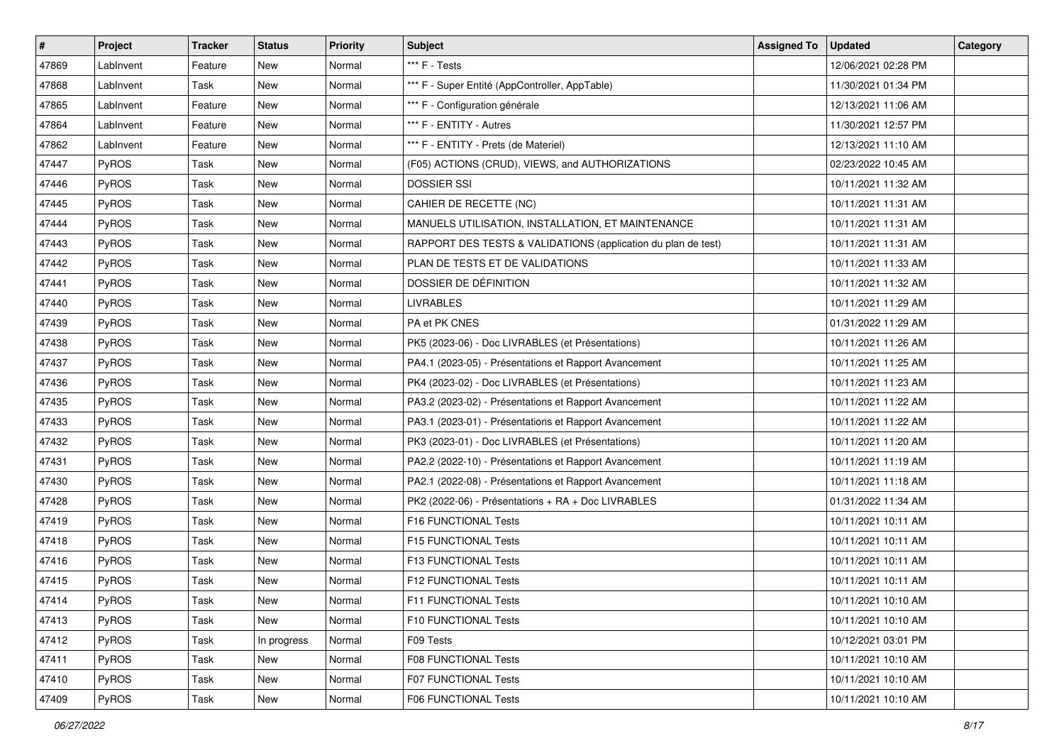| # | Project | Tracker | Status | Priority | Subject | Assigned To | Updated | Category |
|---|---|---|---|---|---|---|---|---|
| 47869 | LabInvent | Feature | New | Normal | *** F - Tests | | 12/06/2021 02:28 PM | |
| 47868 | LabInvent | Task | New | Normal | *** F - Super Entité (AppController, AppTable) | | 11/30/2021 01:34 PM | |
| 47865 | LabInvent | Feature | New | Normal | *** F - Configuration générale | | 12/13/2021 11:06 AM | |
| 47864 | LabInvent | Feature | New | Normal | *** F - ENTITY - Autres | | 11/30/2021 12:57 PM | |
| 47862 | LabInvent | Feature | New | Normal | *** F - ENTITY - Prets (de Materiel) | | 12/13/2021 11:10 AM | |
| 47447 | PyROS | Task | New | Normal | (F05) ACTIONS (CRUD), VIEWS, and AUTHORIZATIONS | | 02/23/2022 10:45 AM | |
| 47446 | PyROS | Task | New | Normal | DOSSIER SSI | | 10/11/2021 11:32 AM | |
| 47445 | PyROS | Task | New | Normal | CAHIER DE RECETTE (NC) | | 10/11/2021 11:31 AM | |
| 47444 | PyROS | Task | New | Normal | MANUELS UTILISATION, INSTALLATION, ET MAINTENANCE | | 10/11/2021 11:31 AM | |
| 47443 | PyROS | Task | New | Normal | RAPPORT DES TESTS & VALIDATIONS (application du plan de test) | | 10/11/2021 11:31 AM | |
| 47442 | PyROS | Task | New | Normal | PLAN DE TESTS ET DE VALIDATIONS | | 10/11/2021 11:33 AM | |
| 47441 | PyROS | Task | New | Normal | DOSSIER DE DÉFINITION | | 10/11/2021 11:32 AM | |
| 47440 | PyROS | Task | New | Normal | LIVRABLES | | 10/11/2021 11:29 AM | |
| 47439 | PyROS | Task | New | Normal | PA et PK CNES | | 01/31/2022 11:29 AM | |
| 47438 | PyROS | Task | New | Normal | PK5 (2023-06) - Doc LIVRABLES (et Présentations) | | 10/11/2021 11:26 AM | |
| 47437 | PyROS | Task | New | Normal | PA4.1 (2023-05) - Présentations et Rapport Avancement | | 10/11/2021 11:25 AM | |
| 47436 | PyROS | Task | New | Normal | PK4 (2023-02) - Doc LIVRABLES (et Présentations) | | 10/11/2021 11:23 AM | |
| 47435 | PyROS | Task | New | Normal | PA3.2 (2023-02) - Présentations et Rapport Avancement | | 10/11/2021 11:22 AM | |
| 47433 | PyROS | Task | New | Normal | PA3.1 (2023-01) - Présentations et Rapport Avancement | | 10/11/2021 11:22 AM | |
| 47432 | PyROS | Task | New | Normal | PK3 (2023-01) - Doc LIVRABLES (et Présentations) | | 10/11/2021 11:20 AM | |
| 47431 | PyROS | Task | New | Normal | PA2.2 (2022-10) - Présentations et Rapport Avancement | | 10/11/2021 11:19 AM | |
| 47430 | PyROS | Task | New | Normal | PA2.1 (2022-08) - Présentations et Rapport Avancement | | 10/11/2021 11:18 AM | |
| 47428 | PyROS | Task | New | Normal | PK2 (2022-06) - Présentations + RA + Doc LIVRABLES | | 01/31/2022 11:34 AM | |
| 47419 | PyROS | Task | New | Normal | F16 FUNCTIONAL Tests | | 10/11/2021 10:11 AM | |
| 47418 | PyROS | Task | New | Normal | F15 FUNCTIONAL Tests | | 10/11/2021 10:11 AM | |
| 47416 | PyROS | Task | New | Normal | F13 FUNCTIONAL Tests | | 10/11/2021 10:11 AM | |
| 47415 | PyROS | Task | New | Normal | F12 FUNCTIONAL Tests | | 10/11/2021 10:11 AM | |
| 47414 | PyROS | Task | New | Normal | F11 FUNCTIONAL Tests | | 10/11/2021 10:10 AM | |
| 47413 | PyROS | Task | New | Normal | F10 FUNCTIONAL Tests | | 10/11/2021 10:10 AM | |
| 47412 | PyROS | Task | In progress | Normal | F09 Tests | | 10/12/2021 03:01 PM | |
| 47411 | PyROS | Task | New | Normal | F08 FUNCTIONAL Tests | | 10/11/2021 10:10 AM | |
| 47410 | PyROS | Task | New | Normal | F07 FUNCTIONAL Tests | | 10/11/2021 10:10 AM | |
| 47409 | PyROS | Task | New | Normal | F06 FUNCTIONAL Tests | | 10/11/2021 10:10 AM | |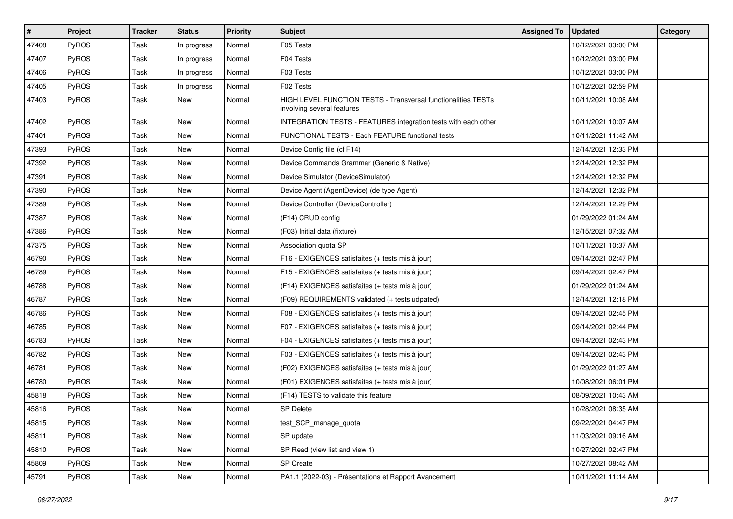| # | Project | Tracker | Status | Priority | Subject | Assigned To | Updated | Category |
|---|---|---|---|---|---|---|---|---|
| 47408 | PyROS | Task | In progress | Normal | F05 Tests | | 10/12/2021 03:00 PM | |
| 47407 | PyROS | Task | In progress | Normal | F04 Tests | | 10/12/2021 03:00 PM | |
| 47406 | PyROS | Task | In progress | Normal | F03 Tests | | 10/12/2021 03:00 PM | |
| 47405 | PyROS | Task | In progress | Normal | F02 Tests | | 10/12/2021 02:59 PM | |
| 47403 | PyROS | Task | New | Normal | HIGH LEVEL FUNCTION TESTS - Transversal functionalities TESTs involving several features | | 10/11/2021 10:08 AM | |
| 47402 | PyROS | Task | New | Normal | INTEGRATION TESTS - FEATURES integration tests with each other | | 10/11/2021 10:07 AM | |
| 47401 | PyROS | Task | New | Normal | FUNCTIONAL TESTS - Each FEATURE functional tests | | 10/11/2021 11:42 AM | |
| 47393 | PyROS | Task | New | Normal | Device Config file (cf F14) | | 12/14/2021 12:33 PM | |
| 47392 | PyROS | Task | New | Normal | Device Commands Grammar (Generic & Native) | | 12/14/2021 12:32 PM | |
| 47391 | PyROS | Task | New | Normal | Device Simulator (DeviceSimulator) | | 12/14/2021 12:32 PM | |
| 47390 | PyROS | Task | New | Normal | Device Agent (AgentDevice) (de type Agent) | | 12/14/2021 12:32 PM | |
| 47389 | PyROS | Task | New | Normal | Device Controller (DeviceController) | | 12/14/2021 12:29 PM | |
| 47387 | PyROS | Task | New | Normal | (F14) CRUD config | | 01/29/2022 01:24 AM | |
| 47386 | PyROS | Task | New | Normal | (F03) Initial data (fixture) | | 12/15/2021 07:32 AM | |
| 47375 | PyROS | Task | New | Normal | Association quota SP | | 10/11/2021 10:37 AM | |
| 46790 | PyROS | Task | New | Normal | F16 - EXIGENCES satisfaites (+ tests mis à jour) | | 09/14/2021 02:47 PM | |
| 46789 | PyROS | Task | New | Normal | F15 - EXIGENCES satisfaites (+ tests mis à jour) | | 09/14/2021 02:47 PM | |
| 46788 | PyROS | Task | New | Normal | (F14) EXIGENCES satisfaites (+ tests mis à jour) | | 01/29/2022 01:24 AM | |
| 46787 | PyROS | Task | New | Normal | (F09) REQUIREMENTS validated (+ tests udpated) | | 12/14/2021 12:18 PM | |
| 46786 | PyROS | Task | New | Normal | F08 - EXIGENCES satisfaites (+ tests mis à jour) | | 09/14/2021 02:45 PM | |
| 46785 | PyROS | Task | New | Normal | F07 - EXIGENCES satisfaites (+ tests mis à jour) | | 09/14/2021 02:44 PM | |
| 46783 | PyROS | Task | New | Normal | F04 - EXIGENCES satisfaites (+ tests mis à jour) | | 09/14/2021 02:43 PM | |
| 46782 | PyROS | Task | New | Normal | F03 - EXIGENCES satisfaites (+ tests mis à jour) | | 09/14/2021 02:43 PM | |
| 46781 | PyROS | Task | New | Normal | (F02) EXIGENCES satisfaites (+ tests mis à jour) | | 01/29/2022 01:27 AM | |
| 46780 | PyROS | Task | New | Normal | (F01) EXIGENCES satisfaites (+ tests mis à jour) | | 10/08/2021 06:01 PM | |
| 45818 | PyROS | Task | New | Normal | (F14) TESTS to validate this feature | | 08/09/2021 10:43 AM | |
| 45816 | PyROS | Task | New | Normal | SP Delete | | 10/28/2021 08:35 AM | |
| 45815 | PyROS | Task | New | Normal | test_SCP_manage_quota | | 09/22/2021 04:47 PM | |
| 45811 | PyROS | Task | New | Normal | SP update | | 11/03/2021 09:16 AM | |
| 45810 | PyROS | Task | New | Normal | SP Read (view list and view 1) | | 10/27/2021 02:47 PM | |
| 45809 | PyROS | Task | New | Normal | SP Create | | 10/27/2021 08:42 AM | |
| 45791 | PyROS | Task | New | Normal | PA1.1 (2022-03) - Présentations et Rapport Avancement | | 10/11/2021 11:14 AM | |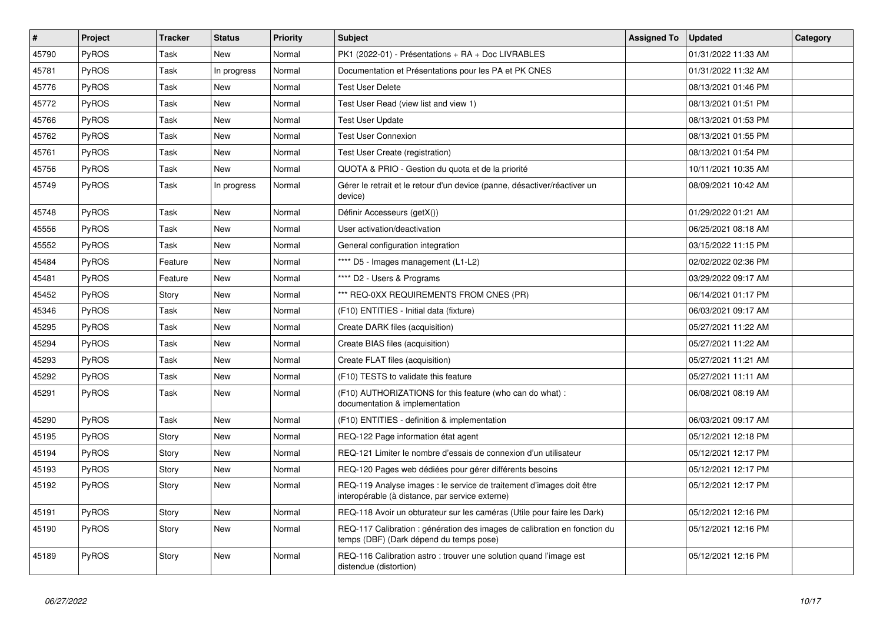| # | Project | Tracker | Status | Priority | Subject | Assigned To | Updated | Category |
|---|---|---|---|---|---|---|---|---|
| 45790 | PyROS | Task | New | Normal | PK1 (2022-01) - Présentations + RA + Doc LIVRABLES | | 01/31/2022 11:33 AM | |
| 45781 | PyROS | Task | In progress | Normal | Documentation et Présentations pour les PA et PK CNES | | 01/31/2022 11:32 AM | |
| 45776 | PyROS | Task | New | Normal | Test User Delete | | 08/13/2021 01:46 PM | |
| 45772 | PyROS | Task | New | Normal | Test User Read (view list and view 1) | | 08/13/2021 01:51 PM | |
| 45766 | PyROS | Task | New | Normal | Test User Update | | 08/13/2021 01:53 PM | |
| 45762 | PyROS | Task | New | Normal | Test User Connexion | | 08/13/2021 01:55 PM | |
| 45761 | PyROS | Task | New | Normal | Test User Create (registration) | | 08/13/2021 01:54 PM | |
| 45756 | PyROS | Task | New | Normal | QUOTA & PRIO - Gestion du quota et de la priorité | | 10/11/2021 10:35 AM | |
| 45749 | PyROS | Task | In progress | Normal | Gérer le retrait et le retour d'un device (panne, désactiver/réactiver un device) | | 08/09/2021 10:42 AM | |
| 45748 | PyROS | Task | New | Normal | Définir Accesseurs (getX()) | | 01/29/2022 01:21 AM | |
| 45556 | PyROS | Task | New | Normal | User activation/deactivation | | 06/25/2021 08:18 AM | |
| 45552 | PyROS | Task | New | Normal | General configuration integration | | 03/15/2022 11:15 PM | |
| 45484 | PyROS | Feature | New | Normal | **** D5 - Images management (L1-L2) | | 02/02/2022 02:36 PM | |
| 45481 | PyROS | Feature | New | Normal | **** D2 - Users & Programs | | 03/29/2022 09:17 AM | |
| 45452 | PyROS | Story | New | Normal | *** REQ-0XX REQUIREMENTS FROM CNES (PR) | | 06/14/2021 01:17 PM | |
| 45346 | PyROS | Task | New | Normal | (F10) ENTITIES - Initial data (fixture) | | 06/03/2021 09:17 AM | |
| 45295 | PyROS | Task | New | Normal | Create DARK files (acquisition) | | 05/27/2021 11:22 AM | |
| 45294 | PyROS | Task | New | Normal | Create BIAS files (acquisition) | | 05/27/2021 11:22 AM | |
| 45293 | PyROS | Task | New | Normal | Create FLAT files (acquisition) | | 05/27/2021 11:21 AM | |
| 45292 | PyROS | Task | New | Normal | (F10) TESTS to validate this feature | | 05/27/2021 11:11 AM | |
| 45291 | PyROS | Task | New | Normal | (F10) AUTHORIZATIONS for this feature (who can do what) : documentation & implementation | | 06/08/2021 08:19 AM | |
| 45290 | PyROS | Task | New | Normal | (F10) ENTITIES - definition & implementation | | 06/03/2021 09:17 AM | |
| 45195 | PyROS | Story | New | Normal | REQ-122 Page information état agent | | 05/12/2021 12:18 PM | |
| 45194 | PyROS | Story | New | Normal | REQ-121 Limiter le nombre d'essais de connexion d'un utilisateur | | 05/12/2021 12:17 PM | |
| 45193 | PyROS | Story | New | Normal | REQ-120 Pages web dédiées pour gérer différents besoins | | 05/12/2021 12:17 PM | |
| 45192 | PyROS | Story | New | Normal | REQ-119 Analyse images : le service de traitement d'images doit être interopérable (à distance, par service externe) | | 05/12/2021 12:17 PM | |
| 45191 | PyROS | Story | New | Normal | REQ-118 Avoir un obturateur sur les caméras (Utile pour faire les Dark) | | 05/12/2021 12:16 PM | |
| 45190 | PyROS | Story | New | Normal | REQ-117 Calibration : génération des images de calibration en fonction du temps (DBF) (Dark dépend du temps pose) | | 05/12/2021 12:16 PM | |
| 45189 | PyROS | Story | New | Normal | REQ-116 Calibration astro : trouver une solution quand l'image est distendue (distortion) | | 05/12/2021 12:16 PM | |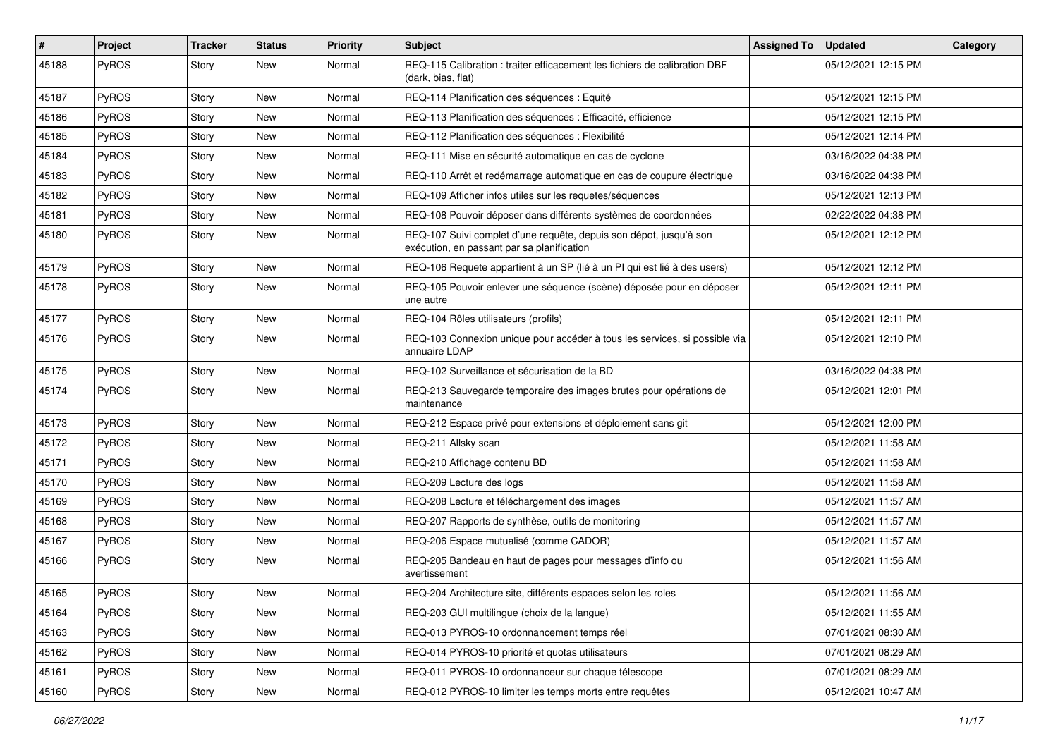| # | Project | Tracker | Status | Priority | Subject | Assigned To | Updated | Category |
|---|---|---|---|---|---|---|---|---|
| 45188 | PyROS | Story | New | Normal | REQ-115 Calibration : traiter efficacement les fichiers de calibration DBF (dark, bias, flat) | | 05/12/2021 12:15 PM | |
| 45187 | PyROS | Story | New | Normal | REQ-114 Planification des séquences : Equité | | 05/12/2021 12:15 PM | |
| 45186 | PyROS | Story | New | Normal | REQ-113 Planification des séquences : Efficacité, efficience | | 05/12/2021 12:15 PM | |
| 45185 | PyROS | Story | New | Normal | REQ-112 Planification des séquences : Flexibilité | | 05/12/2021 12:14 PM | |
| 45184 | PyROS | Story | New | Normal | REQ-111 Mise en sécurité automatique en cas de cyclone | | 03/16/2022 04:38 PM | |
| 45183 | PyROS | Story | New | Normal | REQ-110 Arrêt et redémarrage automatique en cas de coupure électrique | | 03/16/2022 04:38 PM | |
| 45182 | PyROS | Story | New | Normal | REQ-109 Afficher infos utiles sur les requetes/séquences | | 05/12/2021 12:13 PM | |
| 45181 | PyROS | Story | New | Normal | REQ-108 Pouvoir déposer dans différents systèmes de coordonnées | | 02/22/2022 04:38 PM | |
| 45180 | PyROS | Story | New | Normal | REQ-107 Suivi complet d'une requête, depuis son dépot, jusqu'à son exécution, en passant par sa planification | | 05/12/2021 12:12 PM | |
| 45179 | PyROS | Story | New | Normal | REQ-106 Requete appartient à un SP (lié à un PI qui est lié à des users) | | 05/12/2021 12:12 PM | |
| 45178 | PyROS | Story | New | Normal | REQ-105 Pouvoir enlever une séquence (scène) déposée pour en déposer une autre | | 05/12/2021 12:11 PM | |
| 45177 | PyROS | Story | New | Normal | REQ-104 Rôles utilisateurs (profils) | | 05/12/2021 12:11 PM | |
| 45176 | PyROS | Story | New | Normal | REQ-103 Connexion unique pour accéder à tous les services, si possible via annuaire LDAP | | 05/12/2021 12:10 PM | |
| 45175 | PyROS | Story | New | Normal | REQ-102 Surveillance et sécurisation de la BD | | 03/16/2022 04:38 PM | |
| 45174 | PyROS | Story | New | Normal | REQ-213 Sauvegarde temporaire des images brutes pour opérations de maintenance | | 05/12/2021 12:01 PM | |
| 45173 | PyROS | Story | New | Normal | REQ-212 Espace privé pour extensions et déploiement sans git | | 05/12/2021 12:00 PM | |
| 45172 | PyROS | Story | New | Normal | REQ-211 Allsky scan | | 05/12/2021 11:58 AM | |
| 45171 | PyROS | Story | New | Normal | REQ-210 Affichage contenu BD | | 05/12/2021 11:58 AM | |
| 45170 | PyROS | Story | New | Normal | REQ-209 Lecture des logs | | 05/12/2021 11:58 AM | |
| 45169 | PyROS | Story | New | Normal | REQ-208 Lecture et téléchargement des images | | 05/12/2021 11:57 AM | |
| 45168 | PyROS | Story | New | Normal | REQ-207 Rapports de synthèse, outils de monitoring | | 05/12/2021 11:57 AM | |
| 45167 | PyROS | Story | New | Normal | REQ-206 Espace mutualisé (comme CADOR) | | 05/12/2021 11:57 AM | |
| 45166 | PyROS | Story | New | Normal | REQ-205 Bandeau en haut de pages pour messages d'info ou avertissement | | 05/12/2021 11:56 AM | |
| 45165 | PyROS | Story | New | Normal | REQ-204 Architecture site, différents espaces selon les roles | | 05/12/2021 11:56 AM | |
| 45164 | PyROS | Story | New | Normal | REQ-203 GUI multilingue (choix de la langue) | | 05/12/2021 11:55 AM | |
| 45163 | PyROS | Story | New | Normal | REQ-013 PYROS-10 ordonnancement temps réel | | 07/01/2021 08:30 AM | |
| 45162 | PyROS | Story | New | Normal | REQ-014 PYROS-10 priorité et quotas utilisateurs | | 07/01/2021 08:29 AM | |
| 45161 | PyROS | Story | New | Normal | REQ-011 PYROS-10 ordonnanceur sur chaque télescope | | 07/01/2021 08:29 AM | |
| 45160 | PyROS | Story | New | Normal | REQ-012 PYROS-10 limiter les temps morts entre requêtes | | 05/12/2021 10:47 AM | |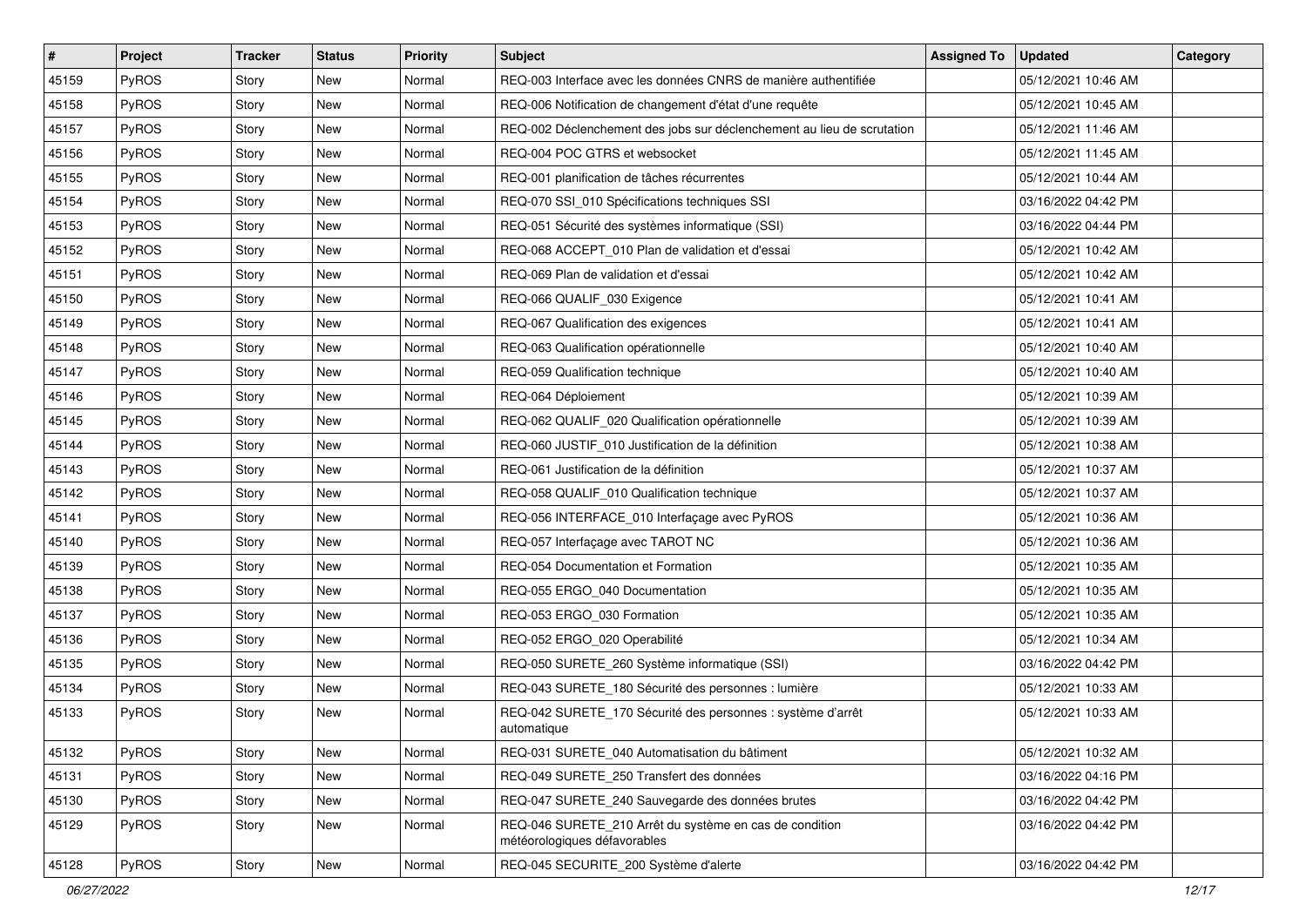| # | Project | Tracker | Status | Priority | Subject | Assigned To | Updated | Category |
|---|---|---|---|---|---|---|---|---|
| 45159 | PyROS | Story | New | Normal | REQ-003 Interface avec les données CNRS de manière authentifiée | | 05/12/2021 10:46 AM | |
| 45158 | PyROS | Story | New | Normal | REQ-006 Notification de changement d'état d'une requête | | 05/12/2021 10:45 AM | |
| 45157 | PyROS | Story | New | Normal | REQ-002 Déclenchement des jobs sur déclenchement au lieu de scrutation | | 05/12/2021 11:46 AM | |
| 45156 | PyROS | Story | New | Normal | REQ-004 POC GTRS et websocket | | 05/12/2021 11:45 AM | |
| 45155 | PyROS | Story | New | Normal | REQ-001 planification de tâches récurrentes | | 05/12/2021 10:44 AM | |
| 45154 | PyROS | Story | New | Normal | REQ-070 SSI_010 Spécifications techniques SSI | | 03/16/2022 04:42 PM | |
| 45153 | PyROS | Story | New | Normal | REQ-051 Sécurité des systèmes informatique (SSI) | | 03/16/2022 04:44 PM | |
| 45152 | PyROS | Story | New | Normal | REQ-068 ACCEPT_010 Plan de validation et d'essai | | 05/12/2021 10:42 AM | |
| 45151 | PyROS | Story | New | Normal | REQ-069 Plan de validation et d'essai | | 05/12/2021 10:42 AM | |
| 45150 | PyROS | Story | New | Normal | REQ-066 QUALIF_030 Exigence | | 05/12/2021 10:41 AM | |
| 45149 | PyROS | Story | New | Normal | REQ-067 Qualification des exigences | | 05/12/2021 10:41 AM | |
| 45148 | PyROS | Story | New | Normal | REQ-063 Qualification opérationnelle | | 05/12/2021 10:40 AM | |
| 45147 | PyROS | Story | New | Normal | REQ-059 Qualification technique | | 05/12/2021 10:40 AM | |
| 45146 | PyROS | Story | New | Normal | REQ-064 Déploiement | | 05/12/2021 10:39 AM | |
| 45145 | PyROS | Story | New | Normal | REQ-062 QUALIF_020 Qualification opérationnelle | | 05/12/2021 10:39 AM | |
| 45144 | PyROS | Story | New | Normal | REQ-060 JUSTIF_010 Justification de la définition | | 05/12/2021 10:38 AM | |
| 45143 | PyROS | Story | New | Normal | REQ-061 Justification de la définition | | 05/12/2021 10:37 AM | |
| 45142 | PyROS | Story | New | Normal | REQ-058 QUALIF_010 Qualification technique | | 05/12/2021 10:37 AM | |
| 45141 | PyROS | Story | New | Normal | REQ-056 INTERFACE_010 Interfaçage avec PyROS | | 05/12/2021 10:36 AM | |
| 45140 | PyROS | Story | New | Normal | REQ-057 Interfaçage avec TAROT NC | | 05/12/2021 10:36 AM | |
| 45139 | PyROS | Story | New | Normal | REQ-054 Documentation et Formation | | 05/12/2021 10:35 AM | |
| 45138 | PyROS | Story | New | Normal | REQ-055 ERGO_040 Documentation | | 05/12/2021 10:35 AM | |
| 45137 | PyROS | Story | New | Normal | REQ-053 ERGO_030 Formation | | 05/12/2021 10:35 AM | |
| 45136 | PyROS | Story | New | Normal | REQ-052 ERGO_020 Operabilité | | 05/12/2021 10:34 AM | |
| 45135 | PyROS | Story | New | Normal | REQ-050 SURETE_260 Système informatique (SSI) | | 03/16/2022 04:42 PM | |
| 45134 | PyROS | Story | New | Normal | REQ-043 SURETE_180 Sécurité des personnes : lumière | | 05/12/2021 10:33 AM | |
| 45133 | PyROS | Story | New | Normal | REQ-042 SURETE_170 Sécurité des personnes : système d'arrêt automatique | | 05/12/2021 10:33 AM | |
| 45132 | PyROS | Story | New | Normal | REQ-031 SURETE_040 Automatisation du bâtiment | | 05/12/2021 10:32 AM | |
| 45131 | PyROS | Story | New | Normal | REQ-049 SURETE_250 Transfert des données | | 03/16/2022 04:16 PM | |
| 45130 | PyROS | Story | New | Normal | REQ-047 SURETE_240 Sauvegarde des données brutes | | 03/16/2022 04:42 PM | |
| 45129 | PyROS | Story | New | Normal | REQ-046 SURETE_210 Arrêt du système en cas de condition météorologiques défavorables | | 03/16/2022 04:42 PM | |
| 45128 | PyROS | Story | New | Normal | REQ-045 SECURITE_200 Système d'alerte | | 03/16/2022 04:42 PM | |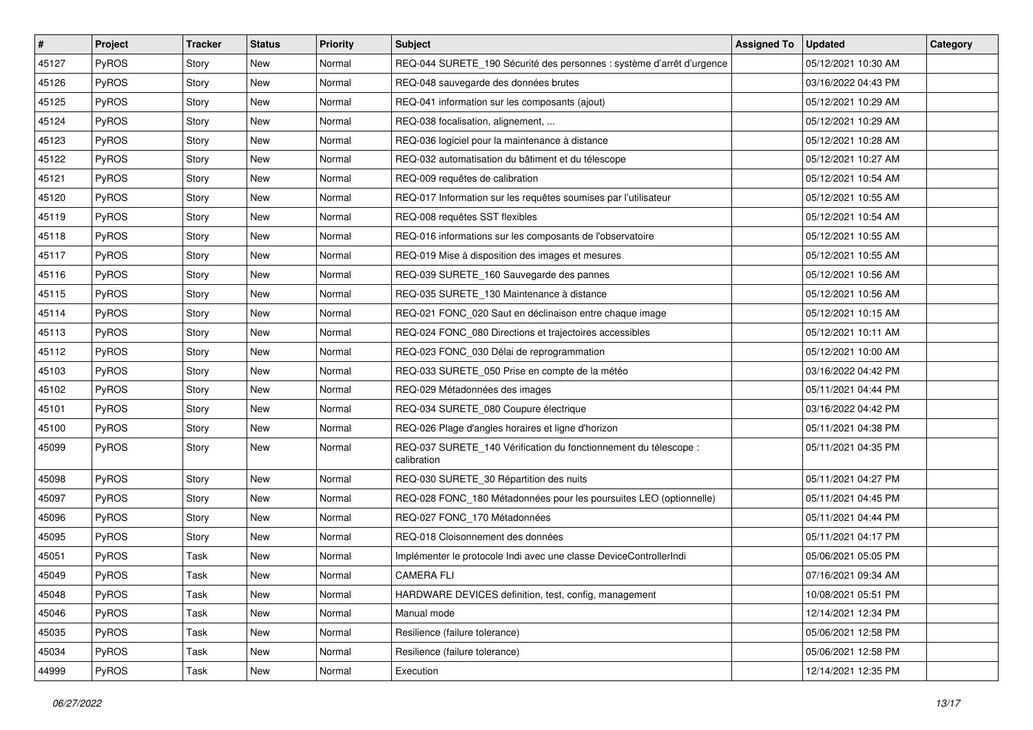| # | Project | Tracker | Status | Priority | Subject | Assigned To | Updated | Category |
|---|---|---|---|---|---|---|---|---|
| 45127 | PyROS | Story | New | Normal | REQ-044 SURETE_190 Sécurité des personnes : système d'arrêt d'urgence | | 05/12/2021 10:30 AM | |
| 45126 | PyROS | Story | New | Normal | REQ-048 sauvegarde des données brutes | | 03/16/2022 04:43 PM | |
| 45125 | PyROS | Story | New | Normal | REQ-041 information sur les composants (ajout) | | 05/12/2021 10:29 AM | |
| 45124 | PyROS | Story | New | Normal | REQ-038 focalisation, alignement, ... | | 05/12/2021 10:29 AM | |
| 45123 | PyROS | Story | New | Normal | REQ-036 logiciel pour la maintenance à distance | | 05/12/2021 10:28 AM | |
| 45122 | PyROS | Story | New | Normal | REQ-032 automatisation du bâtiment et du télescope | | 05/12/2021 10:27 AM | |
| 45121 | PyROS | Story | New | Normal | REQ-009 requêtes de calibration | | 05/12/2021 10:54 AM | |
| 45120 | PyROS | Story | New | Normal | REQ-017 Information sur les requêtes soumises par l'utilisateur | | 05/12/2021 10:55 AM | |
| 45119 | PyROS | Story | New | Normal | REQ-008 requêtes SST flexibles | | 05/12/2021 10:54 AM | |
| 45118 | PyROS | Story | New | Normal | REQ-016 informations sur les composants de l'observatoire | | 05/12/2021 10:55 AM | |
| 45117 | PyROS | Story | New | Normal | REQ-019 Mise à disposition des images et mesures | | 05/12/2021 10:55 AM | |
| 45116 | PyROS | Story | New | Normal | REQ-039 SURETE_160 Sauvegarde des pannes | | 05/12/2021 10:56 AM | |
| 45115 | PyROS | Story | New | Normal | REQ-035 SURETE_130 Maintenance à distance | | 05/12/2021 10:56 AM | |
| 45114 | PyROS | Story | New | Normal | REQ-021 FONC_020 Saut en déclinaison entre chaque image | | 05/12/2021 10:15 AM | |
| 45113 | PyROS | Story | New | Normal | REQ-024 FONC_080 Directions et trajectoires accessibles | | 05/12/2021 10:11 AM | |
| 45112 | PyROS | Story | New | Normal | REQ-023 FONC_030 Délai de reprogrammation | | 05/12/2021 10:00 AM | |
| 45103 | PyROS | Story | New | Normal | REQ-033 SURETE_050 Prise en compte de la météo | | 03/16/2022 04:42 PM | |
| 45102 | PyROS | Story | New | Normal | REQ-029 Métadonnées des images | | 05/11/2021 04:44 PM | |
| 45101 | PyROS | Story | New | Normal | REQ-034 SURETE_080 Coupure électrique | | 03/16/2022 04:42 PM | |
| 45100 | PyROS | Story | New | Normal | REQ-026 Plage d'angles horaires et ligne d'horizon | | 05/11/2021 04:38 PM | |
| 45099 | PyROS | Story | New | Normal | REQ-037 SURETE_140 Vérification du fonctionnement du télescope : calibration | | 05/11/2021 04:35 PM | |
| 45098 | PyROS | Story | New | Normal | REQ-030 SURETE_30 Répartition des nuits | | 05/11/2021 04:27 PM | |
| 45097 | PyROS | Story | New | Normal | REQ-028 FONC_180 Métadonnées pour les poursuites LEO (optionnelle) | | 05/11/2021 04:45 PM | |
| 45096 | PyROS | Story | New | Normal | REQ-027 FONC_170 Métadonnées | | 05/11/2021 04:44 PM | |
| 45095 | PyROS | Story | New | Normal | REQ-018 Cloisonnement des données | | 05/11/2021 04:17 PM | |
| 45051 | PyROS | Task | New | Normal | Implémenter le protocole Indi avec une classe DeviceControllerIndi | | 05/06/2021 05:05 PM | |
| 45049 | PyROS | Task | New | Normal | CAMERA FLI | | 07/16/2021 09:34 AM | |
| 45048 | PyROS | Task | New | Normal | HARDWARE DEVICES definition, test, config, management | | 10/08/2021 05:51 PM | |
| 45046 | PyROS | Task | New | Normal | Manual mode | | 12/14/2021 12:34 PM | |
| 45035 | PyROS | Task | New | Normal | Resilience (failure tolerance) | | 05/06/2021 12:58 PM | |
| 45034 | PyROS | Task | New | Normal | Resilience (failure tolerance) | | 05/06/2021 12:58 PM | |
| 44999 | PyROS | Task | New | Normal | Execution | | 12/14/2021 12:35 PM | |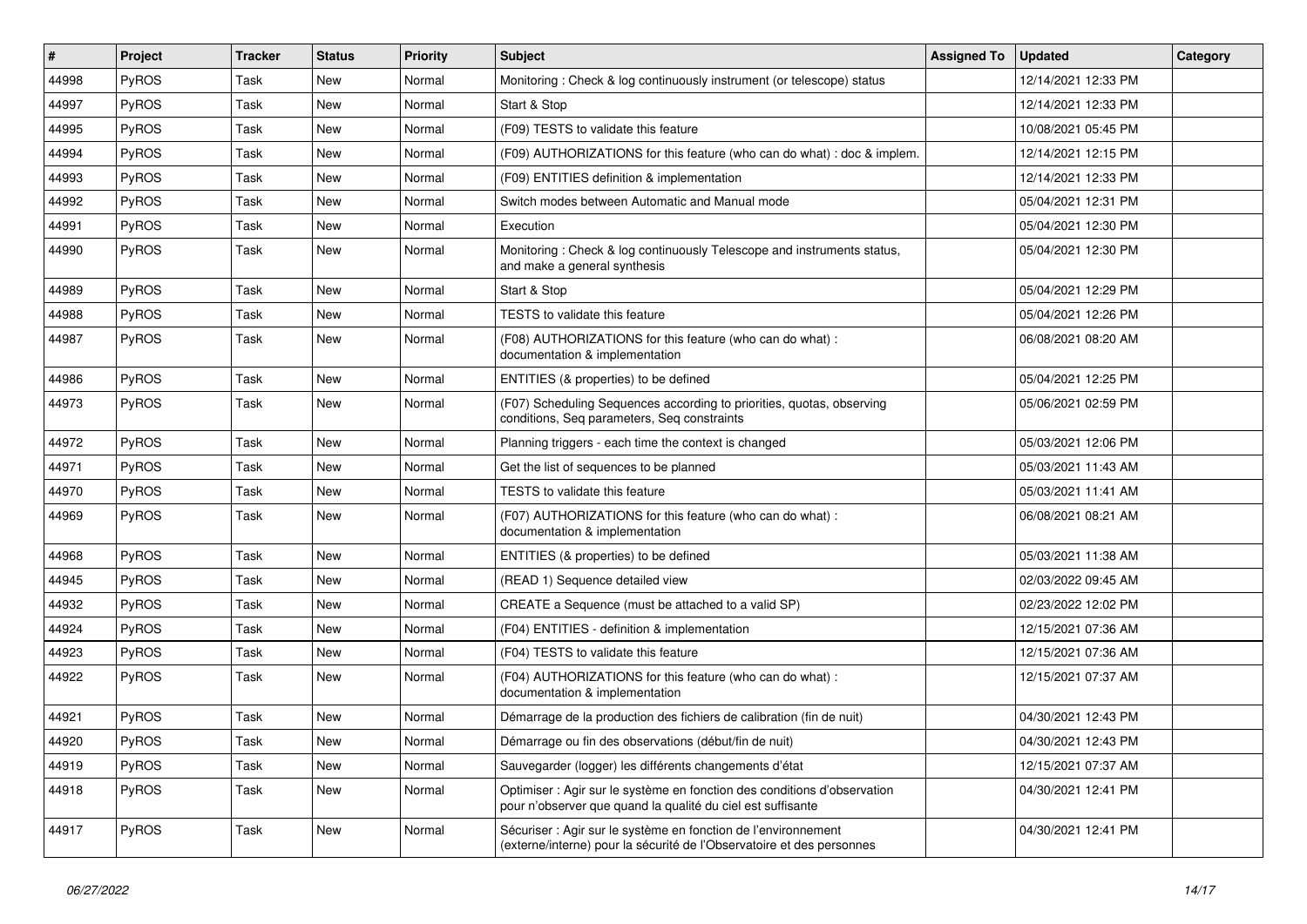| # | Project | Tracker | Status | Priority | Subject | Assigned To | Updated | Category |
|---|---|---|---|---|---|---|---|---|
| 44998 | PyROS | Task | New | Normal | Monitoring : Check & log continuously instrument (or telescope) status | | 12/14/2021 12:33 PM | |
| 44997 | PyROS | Task | New | Normal | Start & Stop | | 12/14/2021 12:33 PM | |
| 44995 | PyROS | Task | New | Normal | (F09) TESTS to validate this feature | | 10/08/2021 05:45 PM | |
| 44994 | PyROS | Task | New | Normal | (F09) AUTHORIZATIONS for this feature (who can do what) : doc & implem. | | 12/14/2021 12:15 PM | |
| 44993 | PyROS | Task | New | Normal | (F09) ENTITIES definition & implementation | | 12/14/2021 12:33 PM | |
| 44992 | PyROS | Task | New | Normal | Switch modes between Automatic and Manual mode | | 05/04/2021 12:31 PM | |
| 44991 | PyROS | Task | New | Normal | Execution | | 05/04/2021 12:30 PM | |
| 44990 | PyROS | Task | New | Normal | Monitoring : Check & log continuously Telescope and instruments status, and make a general synthesis | | 05/04/2021 12:30 PM | |
| 44989 | PyROS | Task | New | Normal | Start & Stop | | 05/04/2021 12:29 PM | |
| 44988 | PyROS | Task | New | Normal | TESTS to validate this feature | | 05/04/2021 12:26 PM | |
| 44987 | PyROS | Task | New | Normal | (F08) AUTHORIZATIONS for this feature (who can do what) : documentation & implementation | | 06/08/2021 08:20 AM | |
| 44986 | PyROS | Task | New | Normal | ENTITIES (& properties) to be defined | | 05/04/2021 12:25 PM | |
| 44973 | PyROS | Task | New | Normal | (F07) Scheduling Sequences according to priorities, quotas, observing conditions, Seq parameters, Seq constraints | | 05/06/2021 02:59 PM | |
| 44972 | PyROS | Task | New | Normal | Planning triggers - each time the context is changed | | 05/03/2021 12:06 PM | |
| 44971 | PyROS | Task | New | Normal | Get the list of sequences to be planned | | 05/03/2021 11:43 AM | |
| 44970 | PyROS | Task | New | Normal | TESTS to validate this feature | | 05/03/2021 11:41 AM | |
| 44969 | PyROS | Task | New | Normal | (F07) AUTHORIZATIONS for this feature (who can do what) : documentation & implementation | | 06/08/2021 08:21 AM | |
| 44968 | PyROS | Task | New | Normal | ENTITIES (& properties) to be defined | | 05/03/2021 11:38 AM | |
| 44945 | PyROS | Task | New | Normal | (READ 1) Sequence detailed view | | 02/03/2022 09:45 AM | |
| 44932 | PyROS | Task | New | Normal | CREATE a Sequence (must be attached to a valid SP) | | 02/23/2022 12:02 PM | |
| 44924 | PyROS | Task | New | Normal | (F04) ENTITIES - definition & implementation | | 12/15/2021 07:36 AM | |
| 44923 | PyROS | Task | New | Normal | (F04) TESTS to validate this feature | | 12/15/2021 07:36 AM | |
| 44922 | PyROS | Task | New | Normal | (F04) AUTHORIZATIONS for this feature (who can do what) : documentation & implementation | | 12/15/2021 07:37 AM | |
| 44921 | PyROS | Task | New | Normal | Démarrage de la production des fichiers de calibration (fin de nuit) | | 04/30/2021 12:43 PM | |
| 44920 | PyROS | Task | New | Normal | Démarrage ou fin des observations (début/fin de nuit) | | 04/30/2021 12:43 PM | |
| 44919 | PyROS | Task | New | Normal | Sauvegarder (logger) les différents changements d'état | | 12/15/2021 07:37 AM | |
| 44918 | PyROS | Task | New | Normal | Optimiser : Agir sur le système en fonction des conditions d'observation pour n'observer que quand la qualité du ciel est suffisante | | 04/30/2021 12:41 PM | |
| 44917 | PyROS | Task | New | Normal | Sécuriser : Agir sur le système en fonction de l'environnement (externe/interne) pour la sécurité de l'Observatoire et des personnes | | 04/30/2021 12:41 PM | |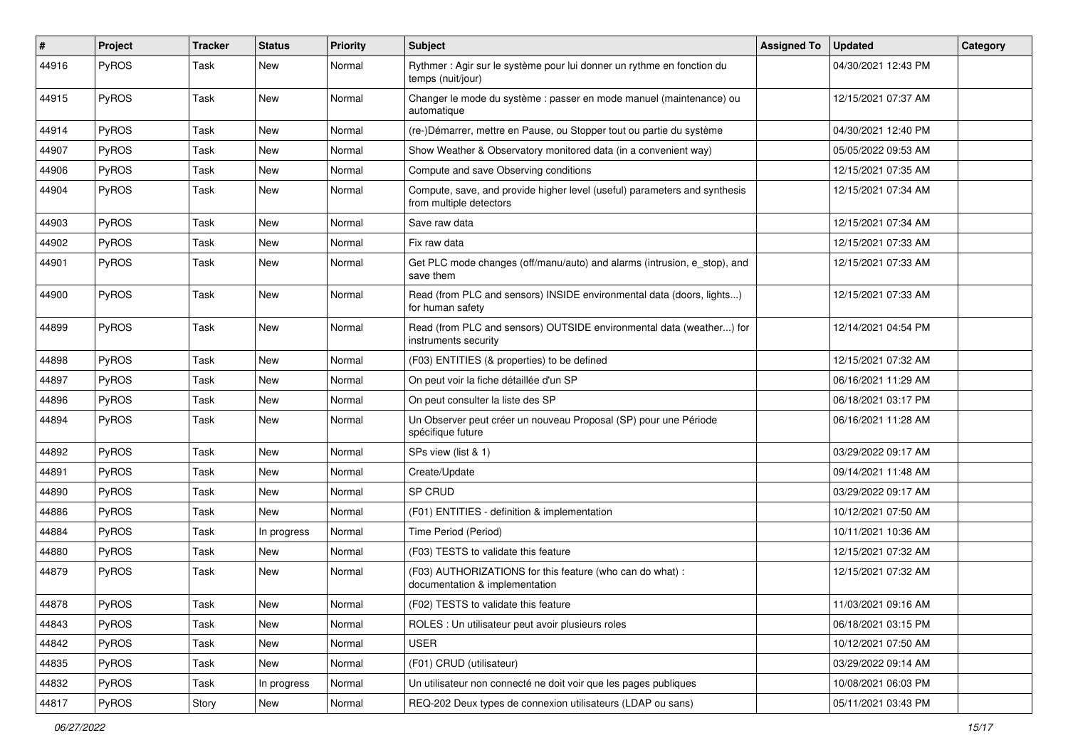| # | Project | Tracker | Status | Priority | Subject | Assigned To | Updated | Category |
|---|---|---|---|---|---|---|---|---|
| 44916 | PyROS | Task | New | Normal | Rythmer : Agir sur le système pour lui donner un rythme en fonction du temps (nuit/jour) | | 04/30/2021 12:43 PM | |
| 44915 | PyROS | Task | New | Normal | Changer le mode du système : passer en mode manuel (maintenance) ou automatique | | 12/15/2021 07:37 AM | |
| 44914 | PyROS | Task | New | Normal | (re-)Démarrer, mettre en Pause, ou Stopper tout ou partie du système | | 04/30/2021 12:40 PM | |
| 44907 | PyROS | Task | New | Normal | Show Weather & Observatory monitored data (in a convenient way) | | 05/05/2022 09:53 AM | |
| 44906 | PyROS | Task | New | Normal | Compute and save Observing conditions | | 12/15/2021 07:35 AM | |
| 44904 | PyROS | Task | New | Normal | Compute, save, and provide higher level (useful) parameters and synthesis from multiple detectors | | 12/15/2021 07:34 AM | |
| 44903 | PyROS | Task | New | Normal | Save raw data | | 12/15/2021 07:34 AM | |
| 44902 | PyROS | Task | New | Normal | Fix raw data | | 12/15/2021 07:33 AM | |
| 44901 | PyROS | Task | New | Normal | Get PLC mode changes (off/manu/auto) and alarms (intrusion, e_stop), and save them | | 12/15/2021 07:33 AM | |
| 44900 | PyROS | Task | New | Normal | Read (from PLC and sensors) INSIDE environmental data (doors, lights...) for human safety | | 12/15/2021 07:33 AM | |
| 44899 | PyROS | Task | New | Normal | Read (from PLC and sensors) OUTSIDE environmental data (weather...) for instruments security | | 12/14/2021 04:54 PM | |
| 44898 | PyROS | Task | New | Normal | (F03) ENTITIES (& properties) to be defined | | 12/15/2021 07:32 AM | |
| 44897 | PyROS | Task | New | Normal | On peut voir la fiche détaillée d'un SP | | 06/16/2021 11:29 AM | |
| 44896 | PyROS | Task | New | Normal | On peut consulter la liste des SP | | 06/18/2021 03:17 PM | |
| 44894 | PyROS | Task | New | Normal | Un Observer peut créer un nouveau Proposal (SP) pour une Période spécifique future | | 06/16/2021 11:28 AM | |
| 44892 | PyROS | Task | New | Normal | SPs view (list & 1) | | 03/29/2022 09:17 AM | |
| 44891 | PyROS | Task | New | Normal | Create/Update | | 09/14/2021 11:48 AM | |
| 44890 | PyROS | Task | New | Normal | SP CRUD | | 03/29/2022 09:17 AM | |
| 44886 | PyROS | Task | New | Normal | (F01) ENTITIES - definition & implementation | | 10/12/2021 07:50 AM | |
| 44884 | PyROS | Task | In progress | Normal | Time Period (Period) | | 10/11/2021 10:36 AM | |
| 44880 | PyROS | Task | New | Normal | (F03) TESTS to validate this feature | | 12/15/2021 07:32 AM | |
| 44879 | PyROS | Task | New | Normal | (F03) AUTHORIZATIONS for this feature (who can do what) : documentation & implementation | | 12/15/2021 07:32 AM | |
| 44878 | PyROS | Task | New | Normal | (F02) TESTS to validate this feature | | 11/03/2021 09:16 AM | |
| 44843 | PyROS | Task | New | Normal | ROLES : Un utilisateur peut avoir plusieurs roles | | 06/18/2021 03:15 PM | |
| 44842 | PyROS | Task | New | Normal | USER | | 10/12/2021 07:50 AM | |
| 44835 | PyROS | Task | New | Normal | (F01) CRUD (utilisateur) | | 03/29/2022 09:14 AM | |
| 44832 | PyROS | Task | In progress | Normal | Un utilisateur non connecté ne doit voir que les pages publiques | | 10/08/2021 06:03 PM | |
| 44817 | PyROS | Story | New | Normal | REQ-202 Deux types de connexion utilisateurs (LDAP ou sans) | | 05/11/2021 03:43 PM | |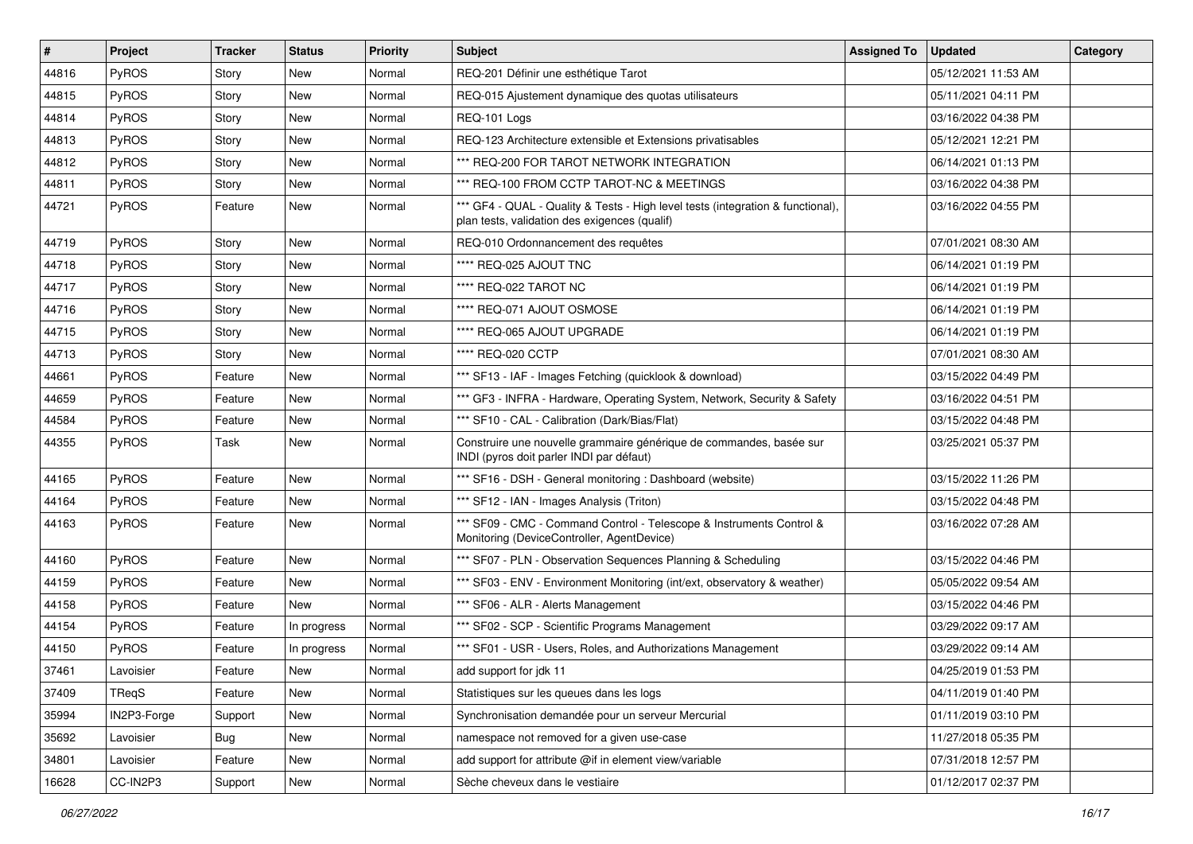| # | Project | Tracker | Status | Priority | Subject | Assigned To | Updated | Category |
|---|---|---|---|---|---|---|---|---|
| 44816 | PyROS | Story | New | Normal | REQ-201 Définir une esthétique Tarot | | 05/12/2021 11:53 AM | |
| 44815 | PyROS | Story | New | Normal | REQ-015 Ajustement dynamique des quotas utilisateurs | | 05/11/2021 04:11 PM | |
| 44814 | PyROS | Story | New | Normal | REQ-101 Logs | | 03/16/2022 04:38 PM | |
| 44813 | PyROS | Story | New | Normal | REQ-123 Architecture extensible et Extensions privatisables | | 05/12/2021 12:21 PM | |
| 44812 | PyROS | Story | New | Normal | *** REQ-200 FOR TAROT NETWORK INTEGRATION | | 06/14/2021 01:13 PM | |
| 44811 | PyROS | Story | New | Normal | *** REQ-100 FROM CCTP TAROT-NC & MEETINGS | | 03/16/2022 04:38 PM | |
| 44721 | PyROS | Feature | New | Normal | *** GF4 - QUAL - Quality & Tests - High level tests (integration & functional), plan tests, validation des exigences (qualif) | | 03/16/2022 04:55 PM | |
| 44719 | PyROS | Story | New | Normal | REQ-010 Ordonnancement des requêtes | | 07/01/2021 08:30 AM | |
| 44718 | PyROS | Story | New | Normal | **** REQ-025 AJOUT TNC | | 06/14/2021 01:19 PM | |
| 44717 | PyROS | Story | New | Normal | **** REQ-022 TAROT NC | | 06/14/2021 01:19 PM | |
| 44716 | PyROS | Story | New | Normal | **** REQ-071 AJOUT OSMOSE | | 06/14/2021 01:19 PM | |
| 44715 | PyROS | Story | New | Normal | **** REQ-065 AJOUT UPGRADE | | 06/14/2021 01:19 PM | |
| 44713 | PyROS | Story | New | Normal | **** REQ-020 CCTP | | 07/01/2021 08:30 AM | |
| 44661 | PyROS | Feature | New | Normal | *** SF13 - IAF - Images Fetching (quicklook & download) | | 03/15/2022 04:49 PM | |
| 44659 | PyROS | Feature | New | Normal | *** GF3 - INFRA - Hardware, Operating System, Network, Security & Safety | | 03/16/2022 04:51 PM | |
| 44584 | PyROS | Feature | New | Normal | *** SF10 - CAL - Calibration (Dark/Bias/Flat) | | 03/15/2022 04:48 PM | |
| 44355 | PyROS | Task | New | Normal | Construire une nouvelle grammaire générique de commandes, basée sur INDI (pyros doit parler INDI par défaut) | | 03/25/2021 05:37 PM | |
| 44165 | PyROS | Feature | New | Normal | *** SF16 - DSH - General monitoring : Dashboard (website) | | 03/15/2022 11:26 PM | |
| 44164 | PyROS | Feature | New | Normal | *** SF12 - IAN - Images Analysis (Triton) | | 03/15/2022 04:48 PM | |
| 44163 | PyROS | Feature | New | Normal | *** SF09 - CMC - Command Control - Telescope & Instruments Control & Monitoring (DeviceController, AgentDevice) | | 03/16/2022 07:28 AM | |
| 44160 | PyROS | Feature | New | Normal | *** SF07 - PLN - Observation Sequences Planning & Scheduling | | 03/15/2022 04:46 PM | |
| 44159 | PyROS | Feature | New | Normal | *** SF03 - ENV - Environment Monitoring (int/ext, observatory & weather) | | 05/05/2022 09:54 AM | |
| 44158 | PyROS | Feature | New | Normal | *** SF06 - ALR - Alerts Management | | 03/15/2022 04:46 PM | |
| 44154 | PyROS | Feature | In progress | Normal | *** SF02 - SCP - Scientific Programs Management | | 03/29/2022 09:17 AM | |
| 44150 | PyROS | Feature | In progress | Normal | *** SF01 - USR - Users, Roles, and Authorizations Management | | 03/29/2022 09:14 AM | |
| 37461 | Lavoisier | Feature | New | Normal | add support for jdk 11 | | 04/25/2019 01:53 PM | |
| 37409 | TReqS | Feature | New | Normal | Statistiques sur les queues dans les logs | | 04/11/2019 01:40 PM | |
| 35994 | IN2P3-Forge | Support | New | Normal | Synchronisation demandée pour un serveur Mercurial | | 01/11/2019 03:10 PM | |
| 35692 | Lavoisier | Bug | New | Normal | namespace not removed for a given use-case | | 11/27/2018 05:35 PM | |
| 34801 | Lavoisier | Feature | New | Normal | add support for attribute @if in element view/variable | | 07/31/2018 12:57 PM | |
| 16628 | CC-IN2P3 | Support | New | Normal | Sèche cheveux dans le vestiaire | | 01/12/2017 02:37 PM | |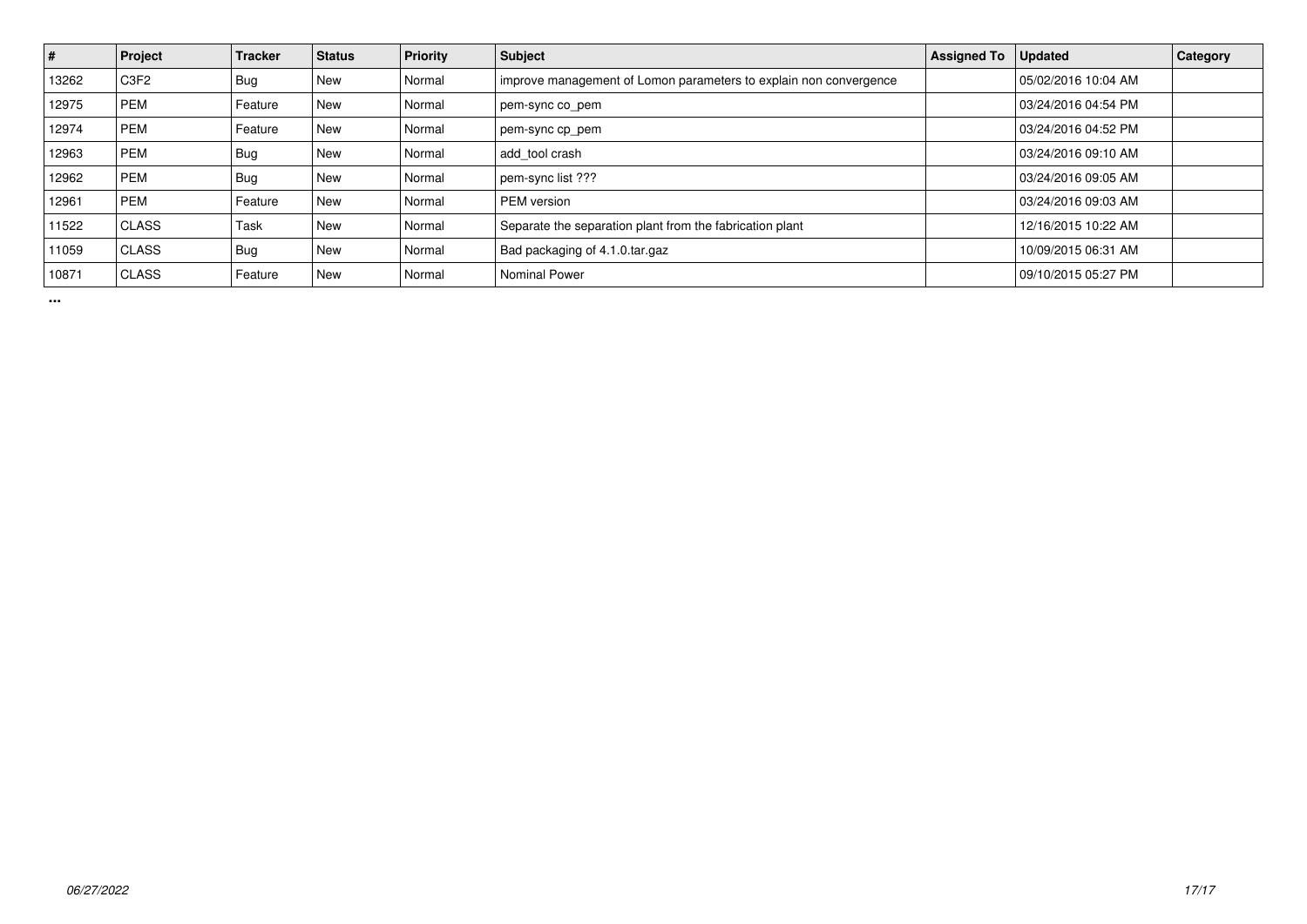| # | Project | Tracker | Status | Priority | Subject | Assigned To | Updated | Category |
|---|---|---|---|---|---|---|---|---|
| 13262 | C3F2 | Bug | New | Normal | improve management of Lomon parameters to explain non convergence | | 05/02/2016 10:04 AM | |
| 12975 | PEM | Feature | New | Normal | pem-sync co_pem | | 03/24/2016 04:54 PM | |
| 12974 | PEM | Feature | New | Normal | pem-sync cp_pem | | 03/24/2016 04:52 PM | |
| 12963 | PEM | Bug | New | Normal | add_tool crash | | 03/24/2016 09:10 AM | |
| 12962 | PEM | Bug | New | Normal | pem-sync list ??? | | 03/24/2016 09:05 AM | |
| 12961 | PEM | Feature | New | Normal | PEM version | | 03/24/2016 09:03 AM | |
| 11522 | CLASS | Task | New | Normal | Separate the separation plant from the fabrication plant | | 12/16/2015 10:22 AM | |
| 11059 | CLASS | Bug | New | Normal | Bad packaging of 4.1.0.tar.gaz | | 10/09/2015 06:31 AM | |
| 10871 | CLASS | Feature | New | Normal | Nominal Power | | 09/10/2015 05:27 PM | |

...